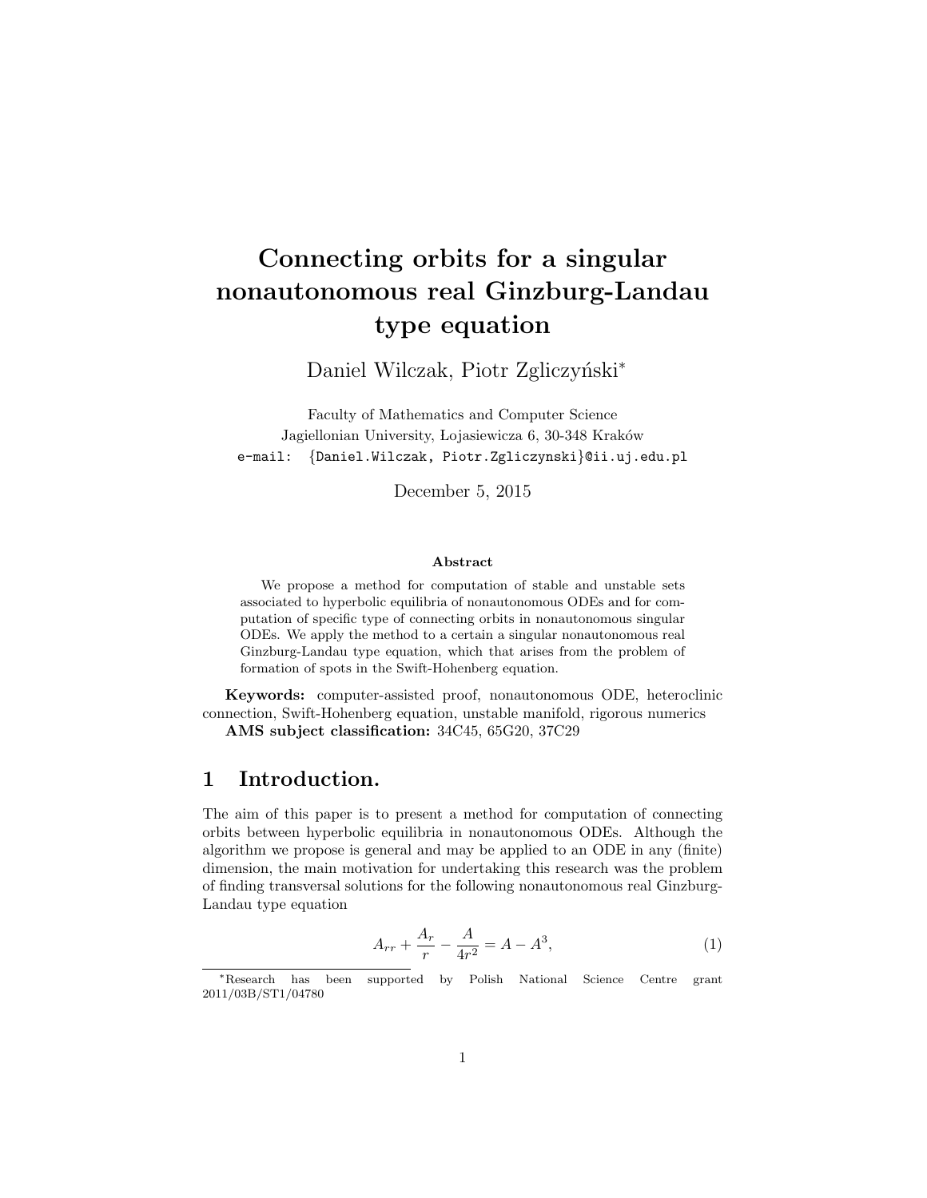# Connecting orbits for a singular nonautonomous real Ginzburg-Landau type equation

Daniel Wilczak, Piotr Zgliczyński*

Faculty of Mathematics and Computer Science
Jagiellonian University, Łojasiewicza 6, 30-348 Kraków
e-mail: {Daniel.Wilczak, Piotr.Zgliczynski}@ii.uj.edu.pl

December 5, 2015

**Abstract**

We propose a method for computation of stable and unstable sets associated to hyperbolic equilibria of nonautonomous ODEs and for computation of specific type of connecting orbits in nonautonomous singular ODEs. We apply the method to a certain a singular nonautonomous real Ginzburg-Landau type equation, which that arises from the problem of formation of spots in the Swift-Hohenberg equation.

**Keywords:** computer-assisted proof, nonautonomous ODE, heteroclinic connection, Swift-Hohenberg equation, unstable manifold, rigorous numerics
**AMS subject classification:** 34C45, 65G20, 37C29

## 1 Introduction.

The aim of this paper is to present a method for computation of connecting orbits between hyperbolic equilibria in nonautonomous ODEs. Although the algorithm we propose is general and may be applied to an ODE in any (finite) dimension, the main motivation for undertaking this research was the problem of finding transversal solutions for the following nonautonomous real Ginzburg-Landau type equation

$$A_{rr} + \frac{A_r}{r} - \frac{A}{4r^2} = A - A^3, \tag{1}$$

*Research has been supported by Polish National Science Centre grant 2011/03B/ST1/04780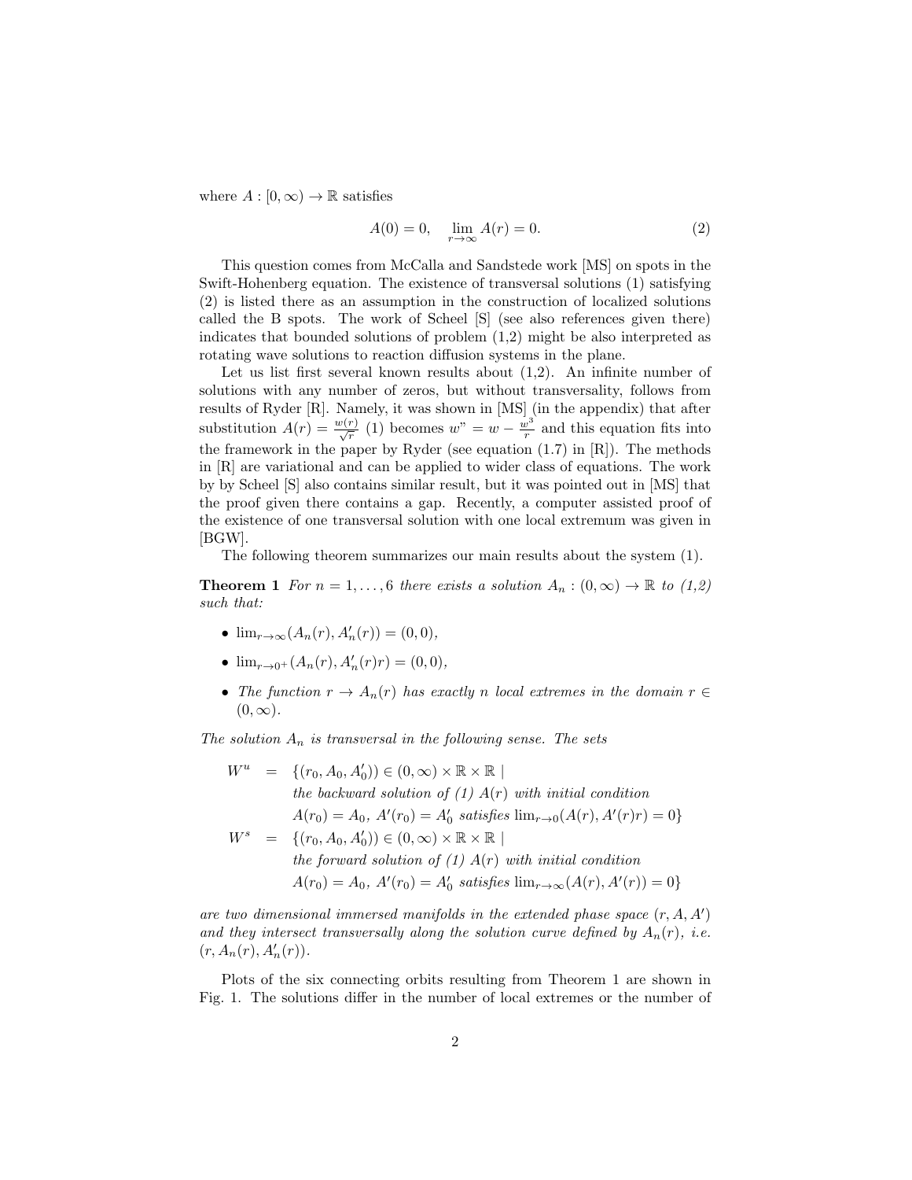where $A : [0, \infty) \to \mathbb{R}$ satisfies

$$A(0) = 0, \quad \lim_{r \to \infty} A(r) = 0. \tag{2}$$

This question comes from McCalla and Sandstede work [MS] on spots in the Swift-Hohenberg equation. The existence of transversal solutions (1) satisfying (2) is listed there as an assumption in the construction of localized solutions called the B spots. The work of Scheel [S] (see also references given there) indicates that bounded solutions of problem (1,2) might be also interpreted as rotating wave solutions to reaction diffusion systems in the plane.

Let us list first several known results about (1,2). An infinite number of solutions with any number of zeros, but without transversality, follows from results of Ryder [R]. Namely, it was shown in [MS] (in the appendix) that after substitution $A(r) = \frac{w(r)}{\sqrt{r}}$ (1) becomes $w" = w - \frac{w^3}{r}$ and this equation fits into the framework in the paper by Ryder (see equation (1.7) in [R]). The methods in [R] are variational and can be applied to wider class of equations. The work by by Scheel [S] also contains similar result, but it was pointed out in [MS] that the proof given there contains a gap. Recently, a computer assisted proof of the existence of one transversal solution with one local extremum was given in [BGW].

The following theorem summarizes our main results about the system (1).

**Theorem 1** *For $n = 1, \ldots, 6$ there exists a solution $A_n : (0, \infty) \to \mathbb{R}$ to (1,2) such that:*

- $\lim_{r \to \infty}(A_n(r), A_n'(r)) = (0, 0)$,
- $\lim_{r \to 0^+}(A_n(r), A_n'(r)r) = (0, 0)$,
- *The function $r \to A_n(r)$ has exactly $n$ local extremes in the domain $r \in (0, \infty)$.*

*The solution $A_n$ is transversal in the following sense. The sets*

$$\begin{aligned}
W^u &= \{(r_0, A_0, A_0')) \in (0, \infty) \times \mathbb{R} \times \mathbb{R} \mid \\
&\quad \textit{the backward solution of (1) } A(r) \textit{ with initial condition} \\
&\quad A(r_0) = A_0,\ A'(r_0) = A_0' \textit{ satisfies } \lim_{r \to 0}(A(r), A'(r)r) = 0\} \\
W^s &= \{(r_0, A_0, A_0')) \in (0, \infty) \times \mathbb{R} \times \mathbb{R} \mid \\
&\quad \textit{the forward solution of (1) } A(r) \textit{ with initial condition} \\
&\quad A(r_0) = A_0,\ A'(r_0) = A_0' \textit{ satisfies } \lim_{r \to \infty}(A(r), A'(r)) = 0\}
\end{aligned}$$

*are two dimensional immersed manifolds in the extended phase space $(r, A, A')$ and they intersect transversally along the solution curve defined by $A_n(r)$, i.e. $(r, A_n(r), A_n'(r))$.*

Plots of the six connecting orbits resulting from Theorem 1 are shown in Fig. 1. The solutions differ in the number of local extremes or the number of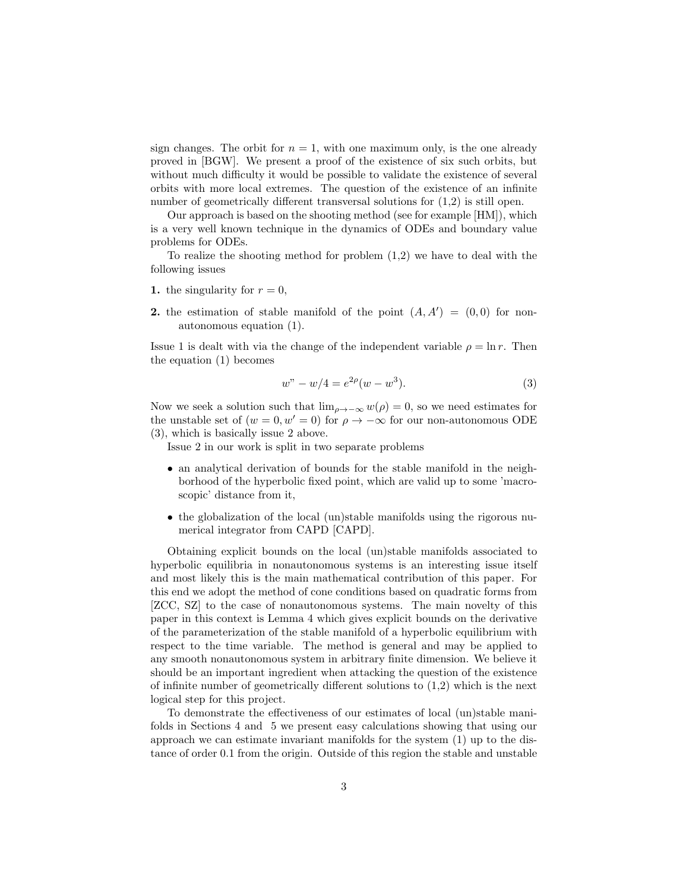sign changes. The orbit for $n = 1$, with one maximum only, is the one already proved in [BGW]. We present a proof of the existence of six such orbits, but without much difficulty it would be possible to validate the existence of several orbits with more local extremes. The question of the existence of an infinite number of geometrically different transversal solutions for (1,2) is still open.

Our approach is based on the shooting method (see for example [HM]), which is a very well known technique in the dynamics of ODEs and boundary value problems for ODEs.

To realize the shooting method for problem (1,2) we have to deal with the following issues

**1.** the singularity for $r = 0$,

**2.** the estimation of stable manifold of the point $(A, A') = (0, 0)$ for non-autonomous equation (1).

Issue 1 is dealt with via the change of the independent variable $\rho = \ln r$. Then the equation (1) becomes

$$w" - w/4 = e^{2\rho}(w - w^3). \tag{3}$$

Now we seek a solution such that $\lim_{\rho \to -\infty} w(\rho) = 0$, so we need estimates for the unstable set of $(w = 0, w' = 0)$ for $\rho \to -\infty$ for our non-autonomous ODE (3), which is basically issue 2 above.

Issue 2 in our work is split in two separate problems

- an analytical derivation of bounds for the stable manifold in the neighborhood of the hyperbolic fixed point, which are valid up to some 'macroscopic' distance from it,
- the globalization of the local (un)stable manifolds using the rigorous numerical integrator from CAPD [CAPD].

Obtaining explicit bounds on the local (un)stable manifolds associated to hyperbolic equilibria in nonautonomous systems is an interesting issue itself and most likely this is the main mathematical contribution of this paper. For this end we adopt the method of cone conditions based on quadratic forms from [ZCC, SZ] to the case of nonautonomous systems. The main novelty of this paper in this context is Lemma 4 which gives explicit bounds on the derivative of the parameterization of the stable manifold of a hyperbolic equilibrium with respect to the time variable. The method is general and may be applied to any smooth nonautonomous system in arbitrary finite dimension. We believe it should be an important ingredient when attacking the question of the existence of infinite number of geometrically different solutions to (1,2) which is the next logical step for this project.

To demonstrate the effectiveness of our estimates of local (un)stable manifolds in Sections 4 and 5 we present easy calculations showing that using our approach we can estimate invariant manifolds for the system (1) up to the distance of order 0.1 from the origin. Outside of this region the stable and unstable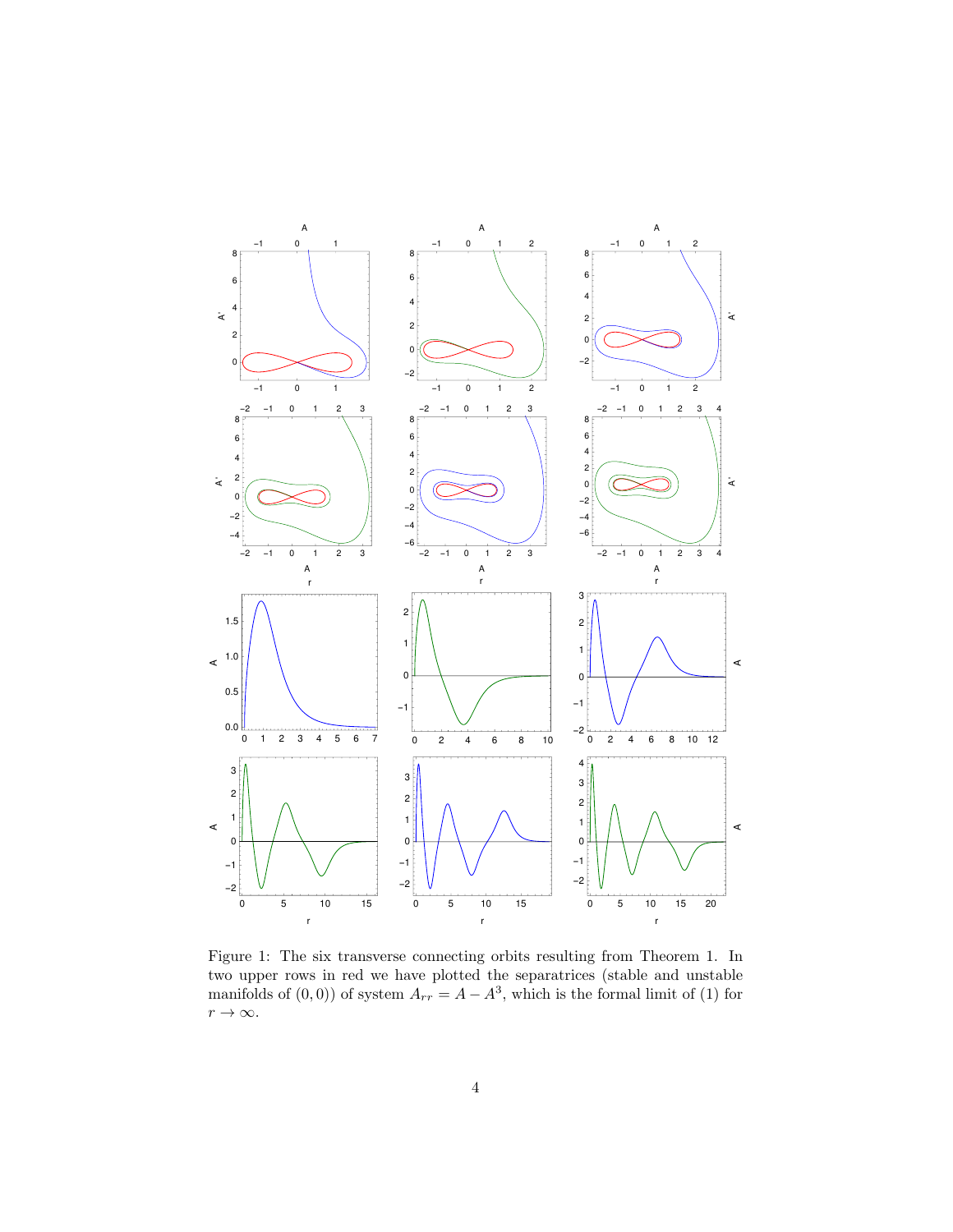Figure 1: The six transverse connecting orbits resulting from Theorem 1. In two upper rows in red we have plotted the separatrices (stable and unstable manifolds of $(0,0)$) of system $A_{rr} = A - A^3$, which is the formal limit of (1) for $r \to \infty$.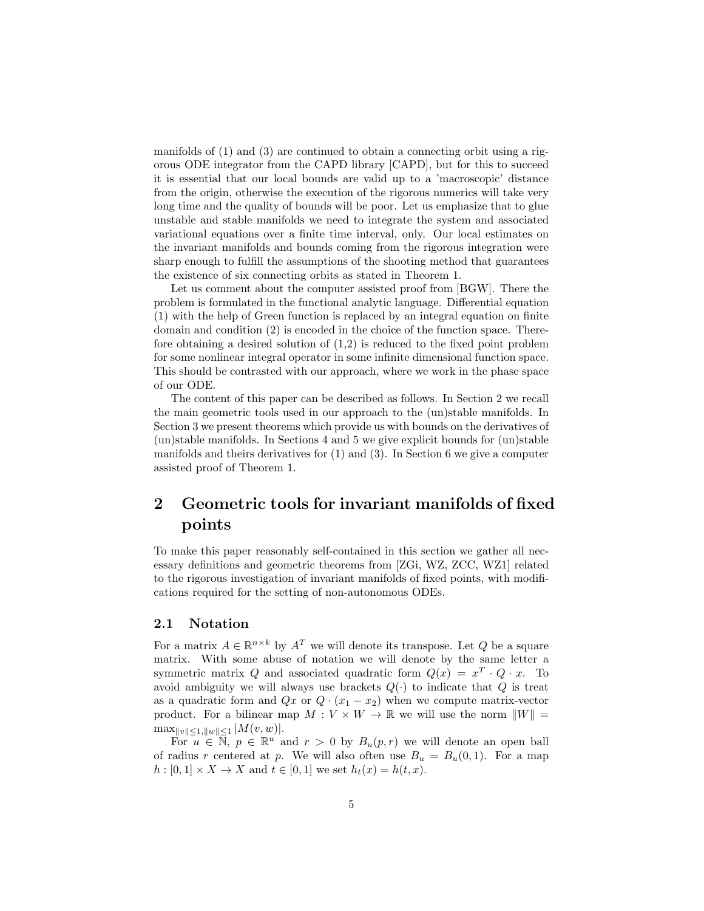manifolds of (1) and (3) are continued to obtain a connecting orbit using a rigorous ODE integrator from the CAPD library [CAPD], but for this to succeed it is essential that our local bounds are valid up to a 'macroscopic' distance from the origin, otherwise the execution of the rigorous numerics will take very long time and the quality of bounds will be poor. Let us emphasize that to glue unstable and stable manifolds we need to integrate the system and associated variational equations over a finite time interval, only. Our local estimates on the invariant manifolds and bounds coming from the rigorous integration were sharp enough to fulfill the assumptions of the shooting method that guarantees the existence of six connecting orbits as stated in Theorem 1.

Let us comment about the computer assisted proof from [BGW]. There the problem is formulated in the functional analytic language. Differential equation (1) with the help of Green function is replaced by an integral equation on finite domain and condition (2) is encoded in the choice of the function space. Therefore obtaining a desired solution of (1,2) is reduced to the fixed point problem for some nonlinear integral operator in some infinite dimensional function space. This should be contrasted with our approach, where we work in the phase space of our ODE.

The content of this paper can be described as follows. In Section 2 we recall the main geometric tools used in our approach to the (un)stable manifolds. In Section 3 we present theorems which provide us with bounds on the derivatives of (un)stable manifolds. In Sections 4 and 5 we give explicit bounds for (un)stable manifolds and theirs derivatives for (1) and (3). In Section 6 we give a computer assisted proof of Theorem 1.

# 2 Geometric tools for invariant manifolds of fixed points

To make this paper reasonably self-contained in this section we gather all necessary definitions and geometric theorems from [ZGi, WZ, ZCC, WZ1] related to the rigorous investigation of invariant manifolds of fixed points, with modifications required for the setting of non-autonomous ODEs.

## 2.1 Notation

For a matrix $A \in \mathbb{R}^{n \times k}$ by $A^T$ we will denote its transpose. Let $Q$ be a square matrix. With some abuse of notation we will denote by the same letter a symmetric matrix $Q$ and associated quadratic form $Q(x) = x^T \cdot Q \cdot x$. To avoid ambiguity we will always use brackets $Q(\cdot)$ to indicate that $Q$ is treat as a quadratic form and $Qx$ or $Q \cdot (x_1 - x_2)$ when we compute matrix-vector product. For a bilinear map $M : V \times W \to \mathbb{R}$ we will use the norm $\|W\| = \max_{\|v\| \leq 1, \|w\| \leq 1} |M(v, w)|$.

For $u \in \mathbb{N}$, $p \in \mathbb{R}^u$ and $r > 0$ by $B_u(p, r)$ we will denote an open ball of radius $r$ centered at $p$. We will also often use $B_u = B_u(0, 1)$. For a map $h : [0, 1] \times X \to X$ and $t \in [0, 1]$ we set $h_t(x) = h(t, x)$.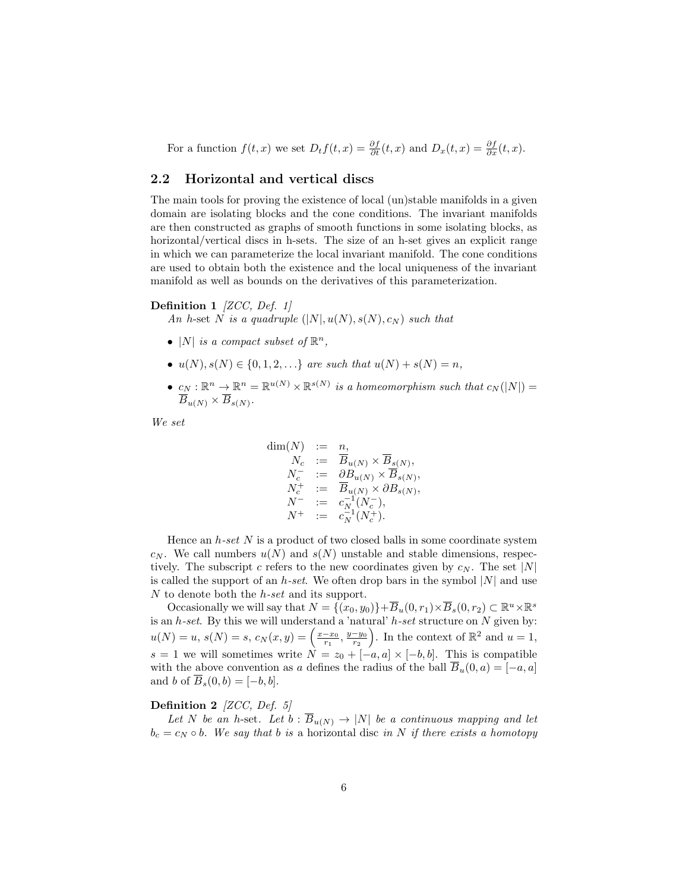For a function $f(t,x)$ we set $D_t f(t,x) = \frac{\partial f}{\partial t}(t,x)$ and $D_x(t,x) = \frac{\partial f}{\partial x}(t,x)$.

## 2.2 Horizontal and vertical discs

The main tools for proving the existence of local (un)stable manifolds in a given domain are isolating blocks and the cone conditions. The invariant manifolds are then constructed as graphs of smooth functions in some isolating blocks, as horizontal/vertical discs in h-sets. The size of an h-set gives an explicit range in which we can parameterize the local invariant manifold. The cone conditions are used to obtain both the existence and the local uniqueness of the invariant manifold as well as bounds on the derivatives of this parameterization.

**Definition 1** *[ZCC, Def. 1]*
*An h-set $N$ is a quadruple $(|N|, u(N), s(N), c_N)$ such that*

- *$|N|$ is a compact subset of $\mathbb{R}^n$,*
- *$u(N), s(N) \in \{0,1,2,\ldots\}$ are such that $u(N)+s(N) = n$,*
- *$c_N : \mathbb{R}^n \to \mathbb{R}^n = \mathbb{R}^{u(N)} \times \mathbb{R}^{s(N)}$ is a homeomorphism such that $c_N(|N|) = \overline{B}_{u(N)} \times \overline{B}_{s(N)}$.*

*We set*

$$
\begin{aligned}
\dim(N) &:= n, \\
N_c &:= \overline{B}_{u(N)} \times \overline{B}_{s(N)}, \\
N_c^- &:= \partial B_{u(N)} \times \overline{B}_{s(N)}, \\
N_c^+ &:= \overline{B}_{u(N)} \times \partial B_{s(N)}, \\
N^- &:= c_N^{-1}(N_c^-), \\
N^+ &:= c_N^{-1}(N_c^+).
\end{aligned}
$$

Hence an *h-set* $N$ is a product of two closed balls in some coordinate system $c_N$. We call numbers $u(N)$ and $s(N)$ unstable and stable dimensions, respectively. The subscript $c$ refers to the new coordinates given by $c_N$. The set $|N|$ is called the support of an *h-set*. We often drop bars in the symbol $|N|$ and use $N$ to denote both the *h-set* and its support.

Occasionally we will say that $N = \{(x_0,y_0)\} + \overline{B}_u(0,r_1) \times \overline{B}_s(0,r_2) \subset \mathbb{R}^u \times \mathbb{R}^s$ is an *h-set*. By this we will understand a 'natural' *h-set* structure on $N$ given by: $u(N) = u$, $s(N) = s$, $c_N(x,y) = \left(\frac{x-x_0}{r_1}, \frac{y-y_0}{r_2}\right)$. In the context of $\mathbb{R}^2$ and $u=1$, $s=1$ we will sometimes write $N = z_0 + [-a,a] \times [-b,b]$. This is compatible with the above convention as $a$ defines the radius of the ball $\overline{B}_u(0,a) = [-a,a]$ and $b$ of $\overline{B}_s(0,b) = [-b,b]$.

**Definition 2** *[ZCC, Def. 5]*
*Let $N$ be an h-set. Let $b : \overline{B}_{u(N)} \to |N|$ be a continuous mapping and let $b_c = c_N \circ b$. We say that $b$ is* a horizontal disc *in $N$ if there exists a homotopy*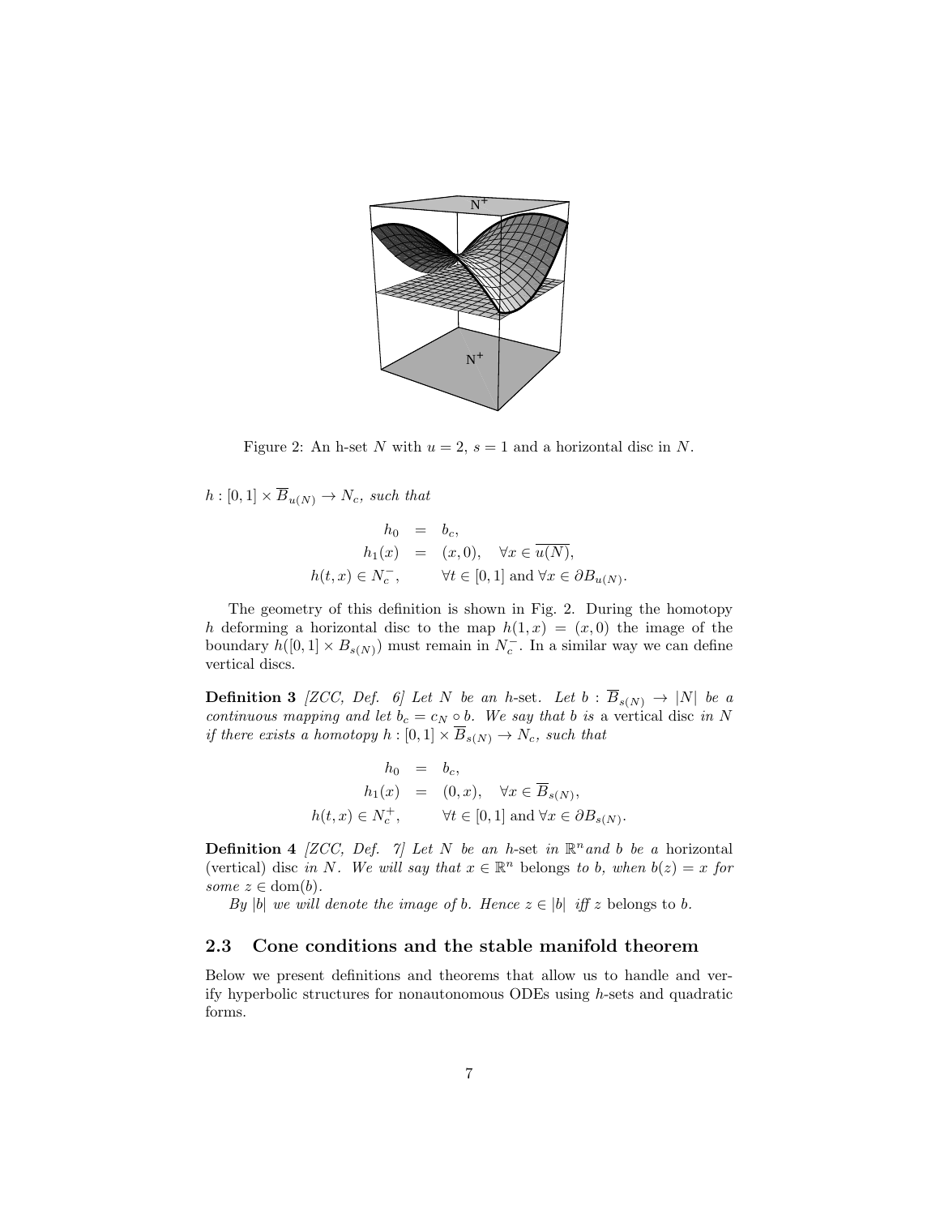Figure 2: An h-set $N$ with $u = 2$, $s = 1$ and a horizontal disc in $N$.

$h : [0,1] \times \overline{B}_{u(N)} \to N_c$, *such that*

$$
\begin{aligned}
h_0 &= b_c, \\
h_1(x) &= (x, 0), \quad \forall x \in \overline{u(N)}, \\
h(t,x) \in N_c^-, &\qquad \forall t \in [0,1] \text{ and } \forall x \in \partial B_{u(N)}.
\end{aligned}
$$

The geometry of this definition is shown in Fig. 2. During the homotopy $h$ deforming a horizontal disc to the map $h(1,x) = (x,0)$ the image of the boundary $h([0,1] \times B_{s(N)})$ must remain in $N_c^-$. In a similar way we can define vertical discs.

**Definition 3** *[ZCC, Def. 6] Let $N$ be an h-set. Let $b : \overline{B}_{s(N)} \to |N|$ be a continuous mapping and let $b_c = c_N \circ b$. We say that $b$ is* a vertical disc *in $N$ if there exists a homotopy $h : [0,1] \times \overline{B}_{s(N)} \to N_c$, such that*

$$
\begin{aligned}
h_0 &= b_c, \\
h_1(x) &= (0, x), \quad \forall x \in \overline{B}_{s(N)}, \\
h(t,x) \in N_c^+, &\qquad \forall t \in [0,1] \text{ and } \forall x \in \partial B_{s(N)}.
\end{aligned}
$$

**Definition 4** *[ZCC, Def. 7] Let $N$ be an* h-set *in $\mathbb{R}^n$ and $b$ be a* horizontal (vertical) disc *in $N$. We will say that $x \in \mathbb{R}^n$* belongs *to $b$, when $b(z) = x$ for some $z \in \operatorname{dom}(b)$.*

*By $|b|$ we will denote the image of $b$. Hence $z \in |b|$ iff $z$* belongs *to $b$.*

### 2.3 Cone conditions and the stable manifold theorem

Below we present definitions and theorems that allow us to handle and verify hyperbolic structures for nonautonomous ODEs using $h$-sets and quadratic forms.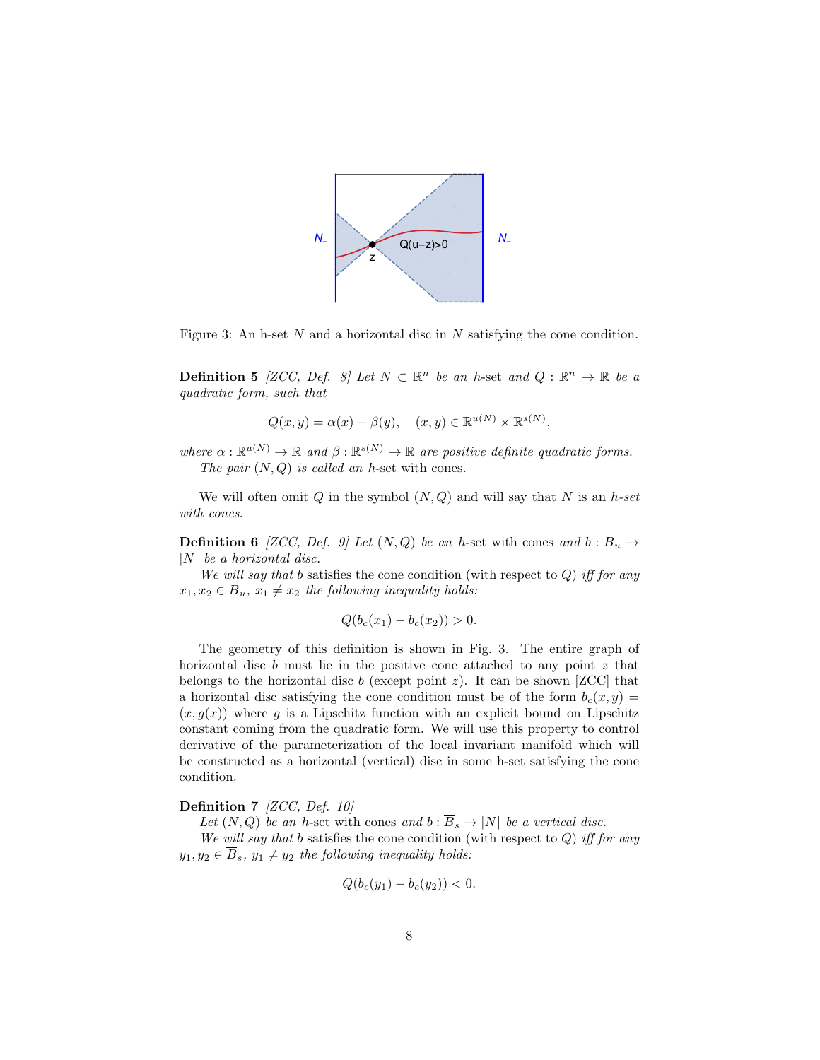Figure 3: An h-set $N$ and a horizontal disc in $N$ satisfying the cone condition.

**Definition 5** *[ZCC, Def. 8] Let $N \subset \mathbb{R}^n$ be an h-set and $Q : \mathbb{R}^n \to \mathbb{R}$ be a quadratic form, such that*

$$Q(x, y) = \alpha(x) - \beta(y), \quad (x, y) \in \mathbb{R}^{u(N)} \times \mathbb{R}^{s(N)},$$

*where $\alpha : \mathbb{R}^{u(N)} \to \mathbb{R}$ and $\beta : \mathbb{R}^{s(N)} \to \mathbb{R}$ are positive definite quadratic forms.*

*The pair $(N, Q)$ is called an h-set with cones.*

We will often omit $Q$ in the symbol $(N, Q)$ and will say that $N$ is an *h-set with cones.*

**Definition 6** *[ZCC, Def. 9] Let $(N, Q)$ be an h-set with cones and $b : \overline{B}_u \to |N|$ be a horizontal disc.*

*We will say that $b$ satisfies the cone condition (with respect to $Q$) iff for any $x_1, x_2 \in \overline{B}_u$, $x_1 \neq x_2$ the following inequality holds:*

$$Q(b_c(x_1) - b_c(x_2)) > 0.$$

The geometry of this definition is shown in Fig. 3. The entire graph of horizontal disc $b$ must lie in the positive cone attached to any point $z$ that belongs to the horizontal disc $b$ (except point $z$). It can be shown [ZCC] that a horizontal disc satisfying the cone condition must be of the form $b_c(x, y) = (x, g(x))$ where $g$ is a Lipschitz function with an explicit bound on Lipschitz constant coming from the quadratic form. We will use this property to control derivative of the parameterization of the local invariant manifold which will be constructed as a horizontal (vertical) disc in some h-set satisfying the cone condition.

**Definition 7** *[ZCC, Def. 10]*

*Let $(N, Q)$ be an h-set with cones and $b : \overline{B}_s \to |N|$ be a vertical disc.*

*We will say that $b$ satisfies the cone condition (with respect to $Q$) iff for any $y_1, y_2 \in \overline{B}_s$, $y_1 \neq y_2$ the following inequality holds:*

$$Q(b_c(y_1) - b_c(y_2)) < 0.$$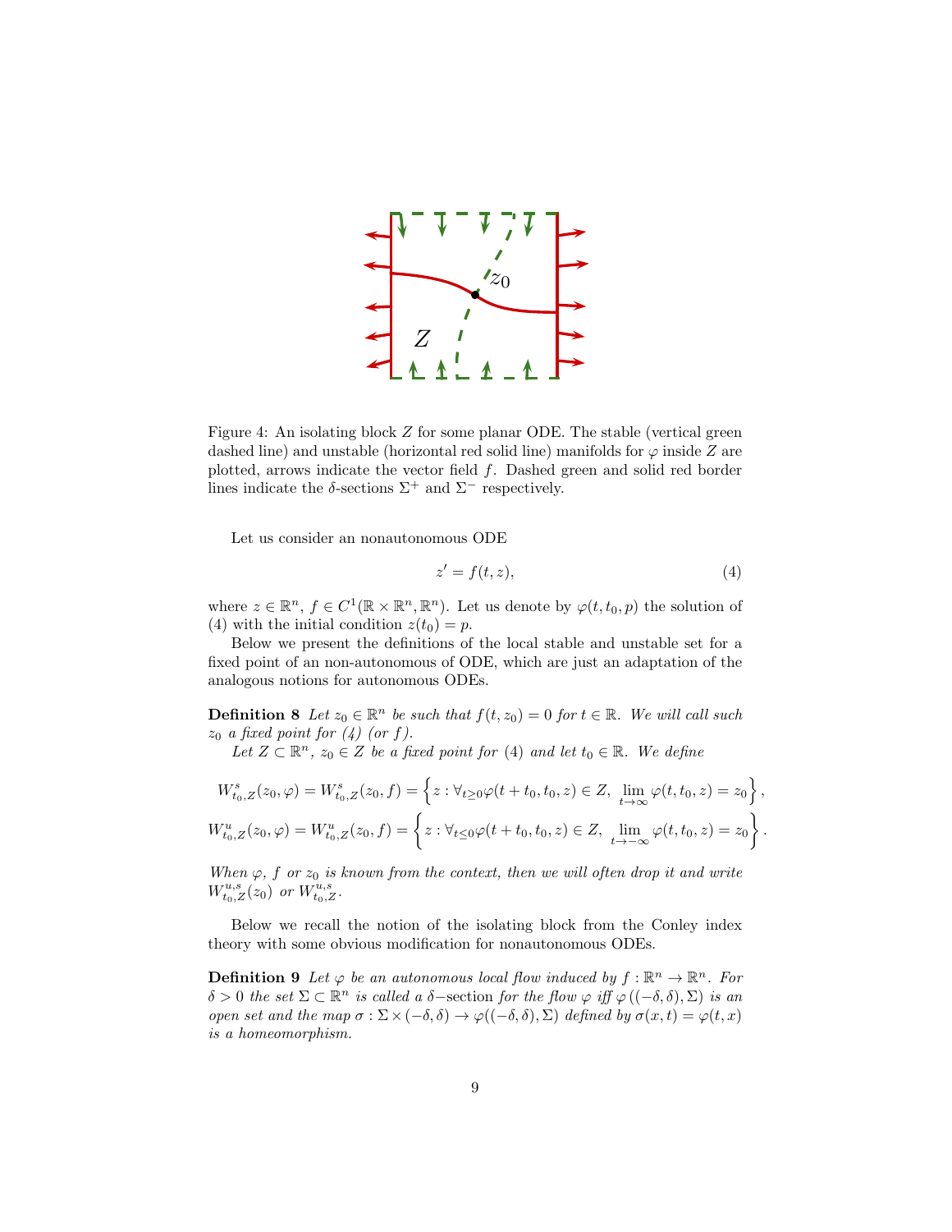Figure 4: An isolating block $Z$ for some planar ODE. The stable (vertical green dashed line) and unstable (horizontal red solid line) manifolds for $\varphi$ inside $Z$ are plotted, arrows indicate the vector field $f$. Dashed green and solid red border lines indicate the $\delta$-sections $\Sigma^+$ and $\Sigma^-$ respectively.

Let us consider an nonautonomous ODE

$$z' = f(t, z), \tag{4}$$

where $z \in \mathbb{R}^n$, $f \in C^1(\mathbb{R} \times \mathbb{R}^n, \mathbb{R}^n)$. Let us denote by $\varphi(t, t_0, p)$ the solution of (4) with the initial condition $z(t_0) = p$.

Below we present the definitions of the local stable and unstable set for a fixed point of an non-autonomous of ODE, which are just an adaptation of the analogous notions for autonomous ODEs.

**Definition 8** *Let $z_0 \in \mathbb{R}^n$ be such that $f(t, z_0) = 0$ for $t \in \mathbb{R}$. We will call such $z_0$ a fixed point for (4) (or $f$).*

*Let $Z \subset \mathbb{R}^n$, $z_0 \in Z$ be a fixed point for (4) and let $t_0 \in \mathbb{R}$. We define*

$$W^s_{t_0,Z}(z_0, \varphi) = W^s_{t_0,Z}(z_0, f) = \left\{ z : \forall_{t \geq 0} \varphi(t + t_0, t_0, z) \in Z, \ \lim_{t \to \infty} \varphi(t, t_0, z) = z_0 \right\},$$

$$W^u_{t_0,Z}(z_0, \varphi) = W^u_{t_0,Z}(z_0, f) = \left\{ z : \forall_{t \leq 0} \varphi(t + t_0, t_0, z) \in Z, \ \lim_{t \to -\infty} \varphi(t, t_0, z) = z_0 \right\}.$$

*When $\varphi$, $f$ or $z_0$ is known from the context, then we will often drop it and write $W^{u,s}_{t_0,Z}(z_0)$ or $W^{u,s}_{t_0,Z}$.*

Below we recall the notion of the isolating block from the Conley index theory with some obvious modification for nonautonomous ODEs.

**Definition 9** *Let $\varphi$ be an autonomous local flow induced by $f : \mathbb{R}^n \to \mathbb{R}^n$. For $\delta > 0$ the set $\Sigma \subset \mathbb{R}^n$ is called a $\delta$−section for the flow $\varphi$ iff $\varphi((-\delta, \delta), \Sigma)$ is an open set and the map $\sigma : \Sigma \times (-\delta, \delta) \to \varphi((-\delta, \delta), \Sigma)$ defined by $\sigma(x, t) = \varphi(t, x)$ is a homeomorphism.*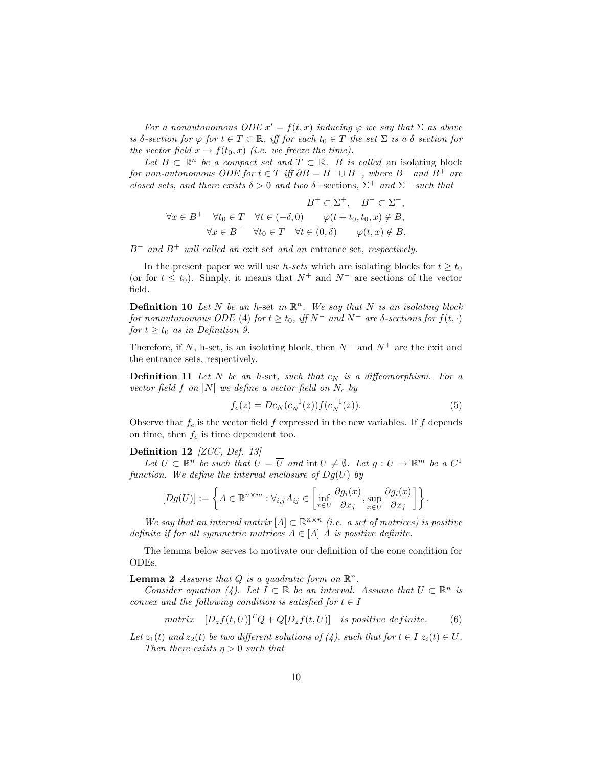*For a nonautonomous ODE $x' = f(t,x)$ inducing $\varphi$ we say that $\Sigma$ as above is $\delta$-section for $\varphi$ for $t \in T \subset \mathbb{R}$, iff for each $t_0 \in T$ the set $\Sigma$ is a $\delta$ section for the vector field $x \to f(t_0, x)$ (i.e. we freeze the time).*

*Let $B \subset \mathbb{R}^n$ be a compact set and $T \subset \mathbb{R}$. $B$ is called* an isolating block *for non-autonomous ODE for $t \in T$ iff $\partial B = B^- \cup B^+$, where $B^-$ and $B^+$ are closed sets, and there exists $\delta > 0$ and two $\delta-$*sections*, $\Sigma^+$ and $\Sigma^-$ such that*

$$
\begin{gathered}
B^+ \subset \Sigma^+, \quad B^- \subset \Sigma^-, \\
\forall x \in B^+ \quad \forall t_0 \in T \quad \forall t \in (-\delta, 0) \qquad \varphi(t + t_0, t_0, x) \notin B, \\
\forall x \in B^- \quad \forall t_0 \in T \quad \forall t \in (0, \delta) \qquad \varphi(t, x) \notin B.
\end{gathered}
$$

*$B^-$ and $B^+$ will called an* exit set *and an* entrance set*, respectively.*

In the present paper we will use *h-sets* which are isolating blocks for $t \geq t_0$ (or for $t \leq t_0$). Simply, it means that $N^+$ and $N^-$ are sections of the vector field.

**Definition 10** *Let $N$ be an h-set in $\mathbb{R}^n$. We say that $N$ is an isolating block for nonautonomous ODE (4) for $t \geq t_0$, iff $N^-$ and $N^+$ are $\delta$-sections for $f(t, \cdot)$ for $t \geq t_0$ as in Definition 9.*

Therefore, if $N$, h-set, is an isolating block, then $N^-$ and $N^+$ are the exit and the entrance sets, respectively.

**Definition 11** *Let $N$ be an h-set, such that $c_N$ is a diffeomorphism. For a vector field $f$ on $|N|$ we define a vector field on $N_c$ by*

$$
f_c(z) = Dc_N(c_N^{-1}(z)) f(c_N^{-1}(z)). \tag{5}
$$

Observe that $f_c$ is the vector field $f$ expressed in the new variables. If $f$ depends on time, then $f_c$ is time dependent too.

**Definition 12** *[ZCC, Def. 13]*

*Let $U \subset \mathbb{R}^n$ be such that $U = \overline{U}$ and $\operatorname{int} U \neq \emptyset$. Let $g : U \to \mathbb{R}^m$ be a $C^1$ function. We define the interval enclosure of $Dg(U)$ by*

$$
[Dg(U)] := \left\{ A \in \mathbb{R}^{n \times m} : \forall_{i,j} A_{ij} \in \left[ \inf_{x \in U} \frac{\partial g_i(x)}{\partial x_j}, \sup_{x \in U} \frac{\partial g_i(x)}{\partial x_j} \right] \right\}.
$$

*We say that an interval matrix $[A] \subset \mathbb{R}^{n \times n}$ (i.e. a set of matrices) is positive definite if for all symmetric matrices $A \in [A]$ $A$ is positive definite.*

The lemma below serves to motivate our definition of the cone condition for ODEs.

**Lemma 2** *Assume that $Q$ is a quadratic form on $\mathbb{R}^n$.*

*Consider equation (4). Let $I \subset \mathbb{R}$ be an interval. Assume that $U \subset \mathbb{R}^n$ is convex and the following condition is satisfied for $t \in I$*

$$
matrix \quad [D_z f(t, U)]^T Q + Q[D_z f(t, U)] \quad is\ positive\ definite. \tag{6}
$$

*Let $z_1(t)$ and $z_2(t)$ be two different solutions of (4), such that for $t \in I$ $z_i(t) \in U$.*

*Then there exists $\eta > 0$ such that*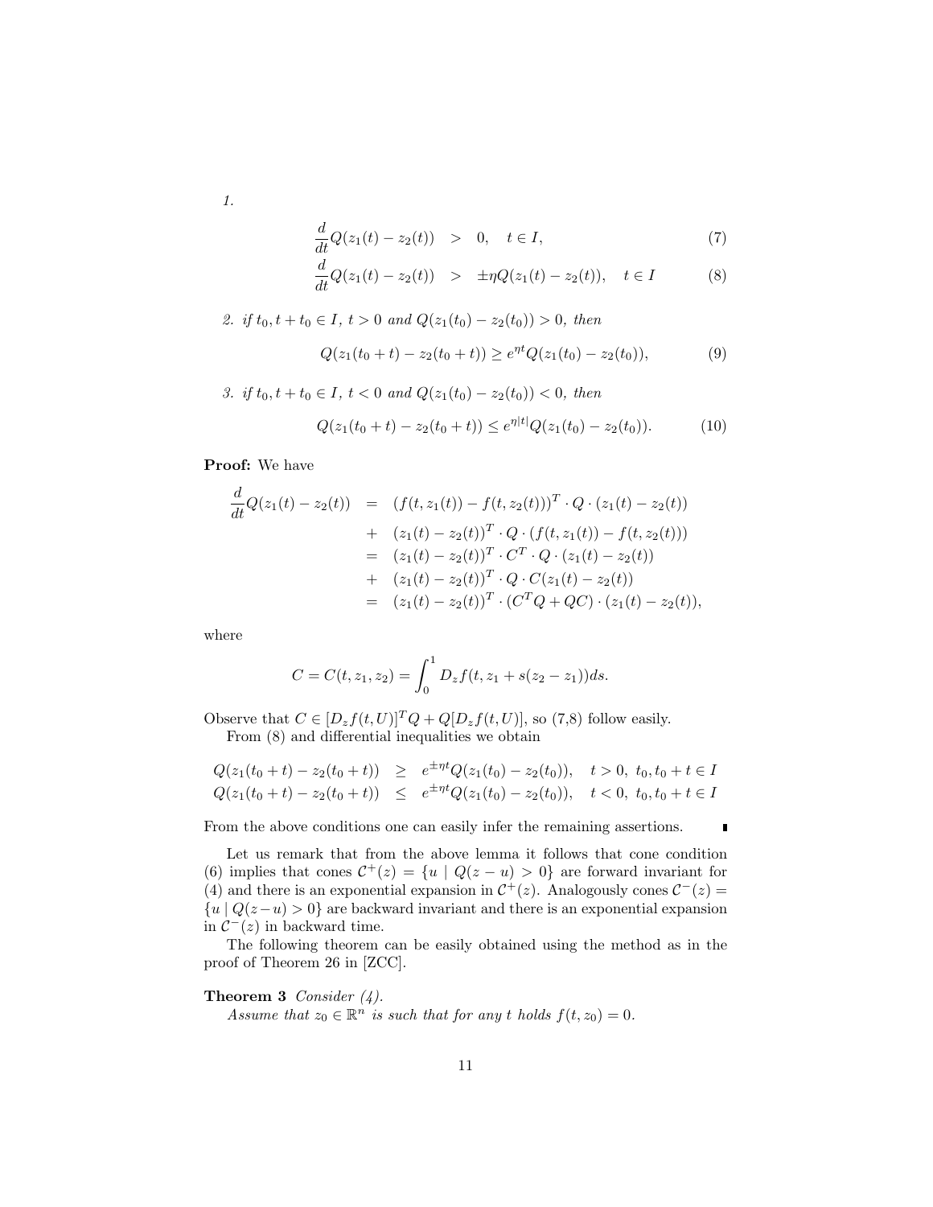*1.*

$$\frac{d}{dt}Q(z_1(t) - z_2(t)) \quad > \quad 0, \quad t \in I, \tag{7}$$

$$\frac{d}{dt}Q(z_1(t) - z_2(t)) \quad > \quad \pm\eta Q(z_1(t) - z_2(t)), \quad t \in I \tag{8}$$

*2. if $t_0, t + t_0 \in I$, $t > 0$ and $Q(z_1(t_0) - z_2(t_0)) > 0$, then*

$$Q(z_1(t_0 + t) - z_2(t_0 + t)) \geq e^{\eta t} Q(z_1(t_0) - z_2(t_0)), \tag{9}$$

*3. if $t_0, t + t_0 \in I$, $t < 0$ and $Q(z_1(t_0) - z_2(t_0)) < 0$, then*

$$Q(z_1(t_0 + t) - z_2(t_0 + t)) \leq e^{\eta |t|} Q(z_1(t_0) - z_2(t_0)). \tag{10}$$

**Proof:** We have

$$\begin{aligned}
\frac{d}{dt}Q(z_1(t) - z_2(t)) &= (f(t, z_1(t)) - f(t, z_2(t)))^T \cdot Q \cdot (z_1(t) - z_2(t)) \\
&+ (z_1(t) - z_2(t))^T \cdot Q \cdot (f(t, z_1(t)) - f(t, z_2(t))) \\
&= (z_1(t) - z_2(t))^T \cdot C^T \cdot Q \cdot (z_1(t) - z_2(t)) \\
&+ (z_1(t) - z_2(t))^T \cdot Q \cdot C(z_1(t) - z_2(t)) \\
&= (z_1(t) - z_2(t))^T \cdot (C^T Q + QC) \cdot (z_1(t) - z_2(t)),
\end{aligned}$$

where

$$C = C(t, z_1, z_2) = \int_0^1 D_z f(t, z_1 + s(z_2 - z_1)) ds.$$

Observe that $C \in [D_z f(t, U)]^T Q + Q[D_z f(t, U)]$, so (7,8) follow easily.

From (8) and differential inequalities we obtain

$$\begin{aligned}
Q(z_1(t_0 + t) - z_2(t_0 + t)) &\geq e^{\pm\eta t} Q(z_1(t_0) - z_2(t_0)), \quad t > 0,\ t_0, t_0 + t \in I \\
Q(z_1(t_0 + t) - z_2(t_0 + t)) &\leq e^{\pm\eta t} Q(z_1(t_0) - z_2(t_0)), \quad t < 0,\ t_0, t_0 + t \in I
\end{aligned}$$

From the above conditions one can easily infer the remaining assertions. ∎

Let us remark that from the above lemma it follows that cone condition (6) implies that cones $\mathcal{C}^+(z) = \{u \mid Q(z - u) > 0\}$ are forward invariant for (4) and there is an exponential expansion in $\mathcal{C}^+(z)$. Analogously cones $\mathcal{C}^-(z) = \{u \mid Q(z - u) > 0\}$ are backward invariant and there is an exponential expansion in $\mathcal{C}^-(z)$ in backward time.

The following theorem can be easily obtained using the method as in the proof of Theorem 26 in [ZCC].

**Theorem 3** *Consider (4).*

*Assume that $z_0 \in \mathbb{R}^n$ is such that for any $t$ holds $f(t, z_0) = 0$.*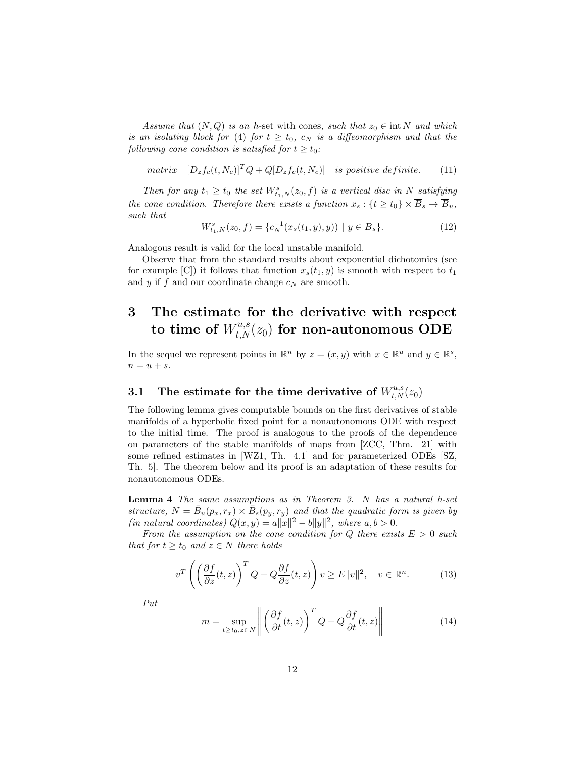*Assume that $(N, Q)$ is an h-set with cones, such that $z_0 \in \operatorname{int} N$ and which is an isolating block for (4) for $t \geq t_0$, $c_N$ is a diffeomorphism and that the following cone condition is satisfied for $t \geq t_0$:*

$$\textit{matrix} \quad [D_z f_c(t, N_c)]^T Q + Q[D_z f_c(t, N_c)] \quad \textit{is positive definite.} \tag{11}$$

*Then for any $t_1 \geq t_0$ the set $W^s_{t_1,N}(z_0, f)$ is a vertical disc in $N$ satisfying the cone condition. Therefore there exists a function $x_s : \{t \geq t_0\} \times \overline{B}_s \to \overline{B}_u$, such that*

$$W^s_{t_1,N}(z_0, f) = \{c_N^{-1}(x_s(t_1, y), y)) \mid y \in \overline{B}_s\}. \tag{12}$$

Analogous result is valid for the local unstable manifold.

Observe that from the standard results about exponential dichotomies (see for example [C]) it follows that function $x_s(t_1, y)$ is smooth with respect to $t_1$ and $y$ if $f$ and our coordinate change $c_N$ are smooth.

# 3 The estimate for the derivative with respect to time of $W^{u,s}_{t,N}(z_0)$ for non-autonomous ODE

In the sequel we represent points in $\mathbb{R}^n$ by $z = (x, y)$ with $x \in \mathbb{R}^u$ and $y \in \mathbb{R}^s$, $n = u + s$.

## 3.1 The estimate for the time derivative of $W^{u,s}_{t,N}(z_0)$

The following lemma gives computable bounds on the first derivatives of stable manifolds of a hyperbolic fixed point for a nonautonomous ODE with respect to the initial time. The proof is analogous to the proofs of the dependence on parameters of the stable manifolds of maps from [ZCC, Thm. 21] with some refined estimates in [WZ1, Th. 4.1] and for parameterized ODEs [SZ, Th. 5]. The theorem below and its proof is an adaptation of these results for nonautonomous ODEs.

**Lemma 4** *The same assumptions as in Theorem 3. $N$ has a natural h-set structure, $N = \bar{B}_u(p_x, r_x) \times \bar{B}_s(p_y, r_y)$ and that the quadratic form is given by (in natural coordinates) $Q(x, y) = a\|x\|^2 - b\|y\|^2$, where $a, b > 0$.*

*From the assumption on the cone condition for $Q$ there exists $E > 0$ such that for $t \geq t_0$ and $z \in N$ there holds*

$$v^T \left( \left( \frac{\partial f}{\partial z}(t, z) \right)^T Q + Q \frac{\partial f}{\partial z}(t, z) \right) v \geq E\|v\|^2, \quad v \in \mathbb{R}^n. \tag{13}$$

*Put*

$$m = \sup_{t \geq t_0, z \in N} \left\| \left( \frac{\partial f}{\partial t}(t, z) \right)^T Q + Q \frac{\partial f}{\partial t}(t, z) \right\| \tag{14}$$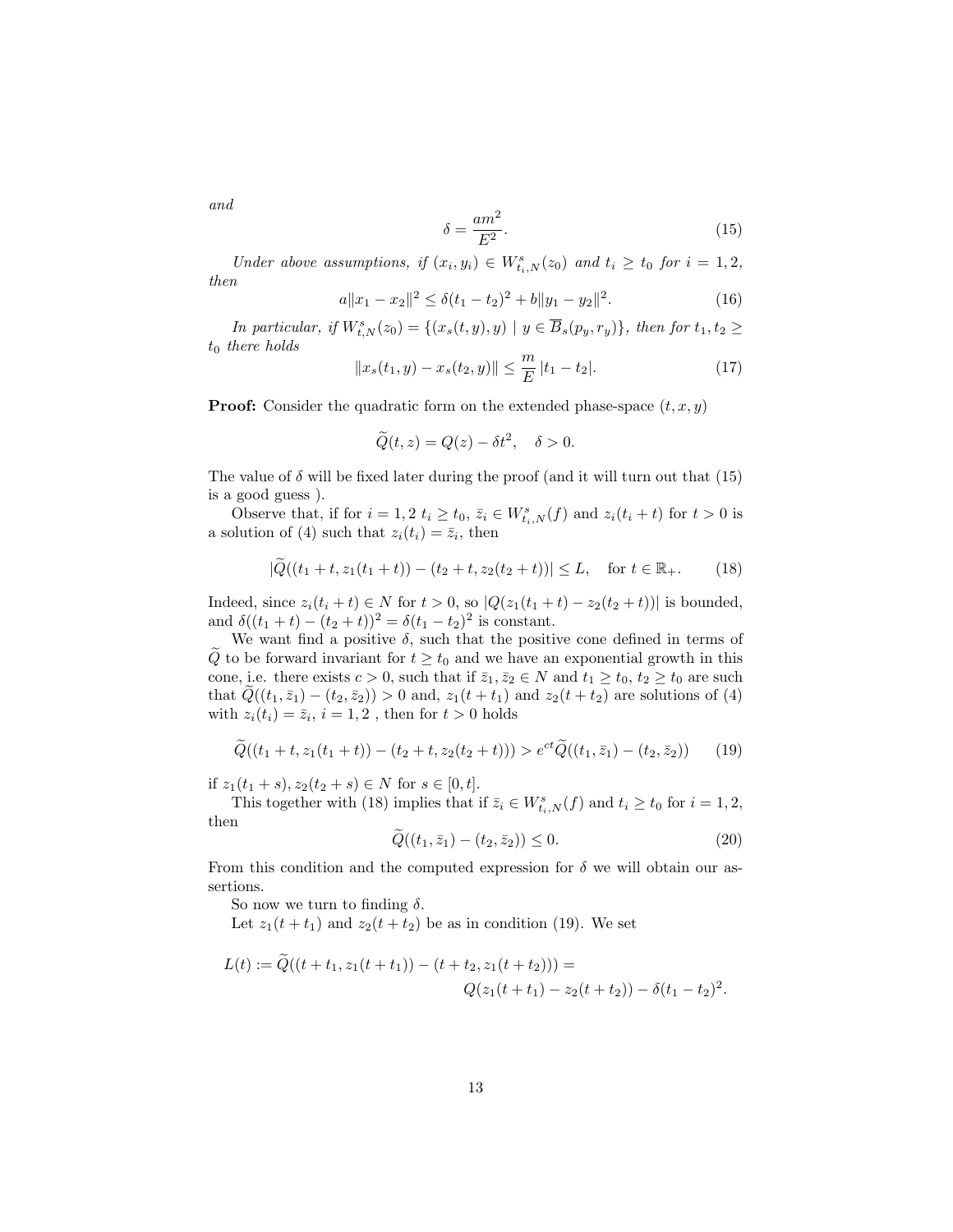*and*

$$\delta = \frac{am^2}{E^2}. \tag{15}$$

*Under above assumptions, if $(x_i, y_i) \in W^s_{t_i,N}(z_0)$ and $t_i \geq t_0$ for $i = 1, 2$, then*

$$a\|x_1 - x_2\|^2 \leq \delta(t_1 - t_2)^2 + b\|y_1 - y_2\|^2. \tag{16}$$

*In particular, if $W^s_{t,N}(z_0) = \{(x_s(t, y), y) \mid y \in \overline{B}_s(p_y, r_y)\}$, then for $t_1, t_2 \geq t_0$ there holds*

$$\|x_s(t_1, y) - x_s(t_2, y)\| \leq \frac{m}{E}|t_1 - t_2|. \tag{17}$$

**Proof:** Consider the quadratic form on the extended phase-space $(t, x, y)$

$$\widetilde{Q}(t, z) = Q(z) - \delta t^2, \quad \delta > 0.$$

The value of $\delta$ will be fixed later during the proof (and it will turn out that (15) is a good guess ).

Observe that, if for $i = 1, 2$ $t_i \geq t_0$, $\bar{z}_i \in W^s_{t_i,N}(f)$ and $z_i(t_i + t)$ for $t > 0$ is a solution of (4) such that $z_i(t_i) = \bar{z}_i$, then

$$|\widetilde{Q}((t_1 + t, z_1(t_1 + t)) - (t_2 + t, z_2(t_2 + t))| \leq L, \quad \text{for } t \in \mathbb{R}_+. \tag{18}$$

Indeed, since $z_i(t_i + t) \in N$ for $t > 0$, so $|Q(z_1(t_1 + t) - z_2(t_2 + t))|$ is bounded, and $\delta((t_1 + t) - (t_2 + t))^2 = \delta(t_1 - t_2)^2$ is constant.

We want find a positive $\delta$, such that the positive cone defined in terms of $\widetilde{Q}$ to be forward invariant for $t \geq t_0$ and we have an exponential growth in this cone, i.e. there exists $c > 0$, such that if $\bar{z}_1, \bar{z}_2 \in N$ and $t_1 \geq t_0$, $t_2 \geq t_0$ are such that $\widetilde{Q}((t_1, \bar{z}_1) - (t_2, \bar{z}_2)) > 0$ and, $z_1(t + t_1)$ and $z_2(t + t_2)$ are solutions of (4) with $z_i(t_i) = \bar{z}_i$, $i = 1, 2$ , then for $t > 0$ holds

$$\widetilde{Q}((t_1 + t, z_1(t_1 + t)) - (t_2 + t, z_2(t_2 + t))) > e^{ct}\widetilde{Q}((t_1, \bar{z}_1) - (t_2, \bar{z}_2)) \tag{19}$$

if $z_1(t_1 + s), z_2(t_2 + s) \in N$ for $s \in [0, t]$.

This together with (18) implies that if $\bar{z}_i \in W^s_{t_i,N}(f)$ and $t_i \geq t_0$ for $i = 1, 2$, then

$$\widetilde{Q}((t_1, \bar{z}_1) - (t_2, \bar{z}_2)) \leq 0. \tag{20}$$

From this condition and the computed expression for $\delta$ we will obtain our assertions.

So now we turn to finding $\delta$.

Let $z_1(t + t_1)$ and $z_2(t + t_2)$ be as in condition (19). We set

$$L(t) := \widetilde{Q}((t + t_1, z_1(t + t_1)) - (t + t_2, z_1(t + t_2))) = \\ Q(z_1(t + t_1) - z_2(t + t_2)) - \delta(t_1 - t_2)^2.$$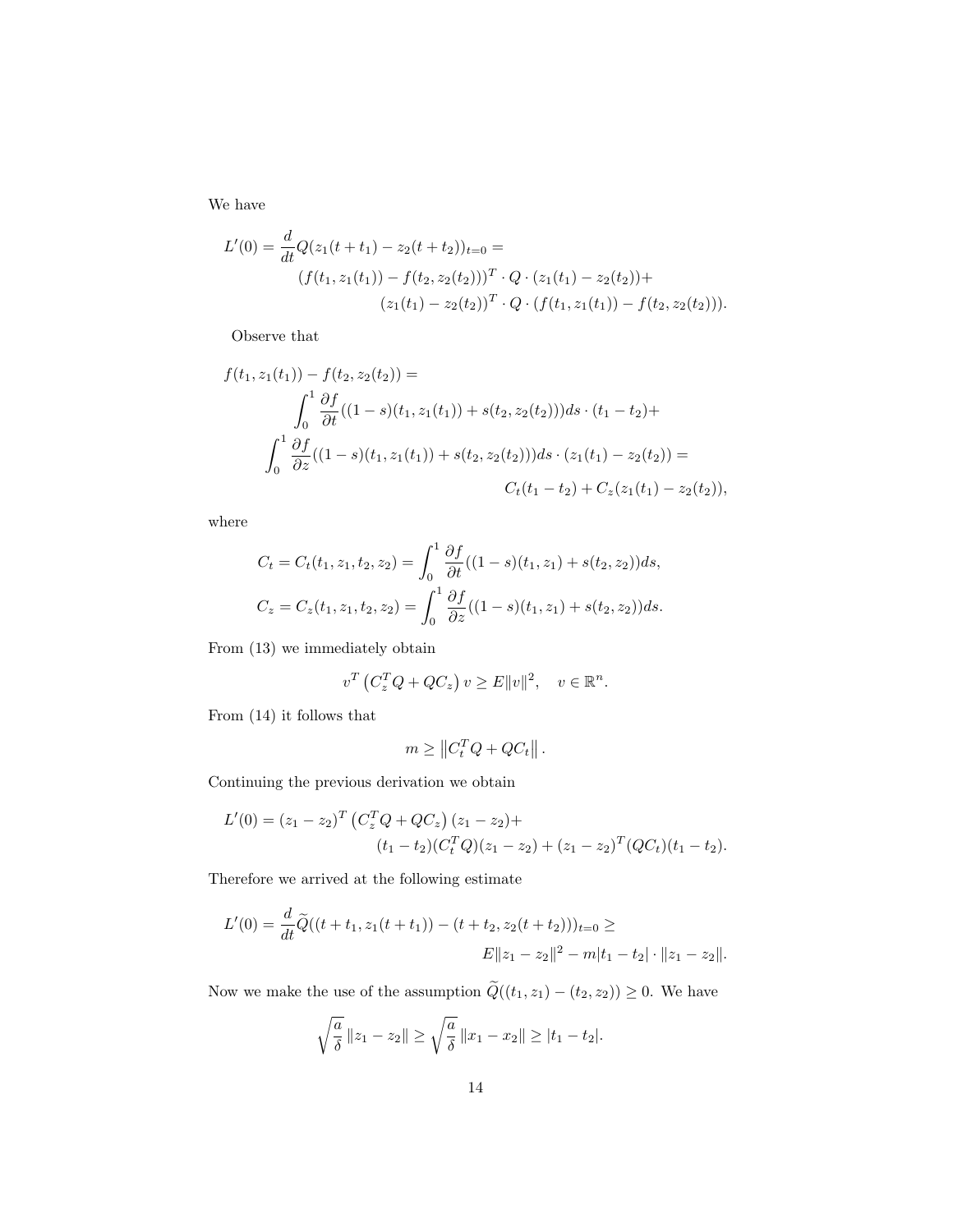We have

$$
\begin{aligned}
L'(0) = \frac{d}{dt} Q(z_1(t+t_1) - z_2(t+t_2))_{t=0} = \\
(f(t_1, z_1(t_1)) - f(t_2, z_2(t_2)))^T \cdot Q \cdot (z_1(t_1) - z_2(t_2)) + \\
(z_1(t_1) - z_2(t_2))^T \cdot Q \cdot (f(t_1, z_1(t_1)) - f(t_2, z_2(t_2))).
\end{aligned}
$$

Observe that

$$
\begin{aligned}
f(t_1, z_1(t_1)) - f(t_2, z_2(t_2)) = \\
\int_0^1 \frac{\partial f}{\partial t}((1-s)(t_1, z_1(t_1)) + s(t_2, z_2(t_2))) ds \cdot (t_1 - t_2) + \\
\int_0^1 \frac{\partial f}{\partial z}((1-s)(t_1, z_1(t_1)) + s(t_2, z_2(t_2))) ds \cdot (z_1(t_1) - z_2(t_2)) = \\
C_t(t_1 - t_2) + C_z(z_1(t_1) - z_2(t_2)),
\end{aligned}
$$

where

$$
C_t = C_t(t_1, z_1, t_2, z_2) = \int_0^1 \frac{\partial f}{\partial t}((1-s)(t_1, z_1) + s(t_2, z_2)) ds,
$$

$$
C_z = C_z(t_1, z_1, t_2, z_2) = \int_0^1 \frac{\partial f}{\partial z}((1-s)(t_1, z_1) + s(t_2, z_2)) ds.
$$

From (13) we immediately obtain

$$
v^T \left( C_z^T Q + Q C_z \right) v \geq E \|v\|^2, \quad v \in \mathbb{R}^n.
$$

From (14) it follows that

$$
m \geq \left\| C_t^T Q + Q C_t \right\|.
$$

Continuing the previous derivation we obtain

$$
\begin{aligned}
L'(0) = (z_1 - z_2)^T \left( C_z^T Q + Q C_z \right) (z_1 - z_2) + \\
(t_1 - t_2)(C_t^T Q)(z_1 - z_2) + (z_1 - z_2)^T (Q C_t)(t_1 - t_2).
\end{aligned}
$$

Therefore we arrived at the following estimate

$$
\begin{aligned}
L'(0) = \frac{d}{dt} \widetilde{Q}((t + t_1, z_1(t + t_1)) - (t + t_2, z_2(t + t_2)))_{t=0} \geq \\
E \|z_1 - z_2\|^2 - m |t_1 - t_2| \cdot \|z_1 - z_2\|.
\end{aligned}
$$

Now we make the use of the assumption $\widetilde{Q}((t_1, z_1) - (t_2, z_2)) \geq 0$. We have

$$
\sqrt{\frac{a}{\delta}} \|z_1 - z_2\| \geq \sqrt{\frac{a}{\delta}} \|x_1 - x_2\| \geq |t_1 - t_2|.
$$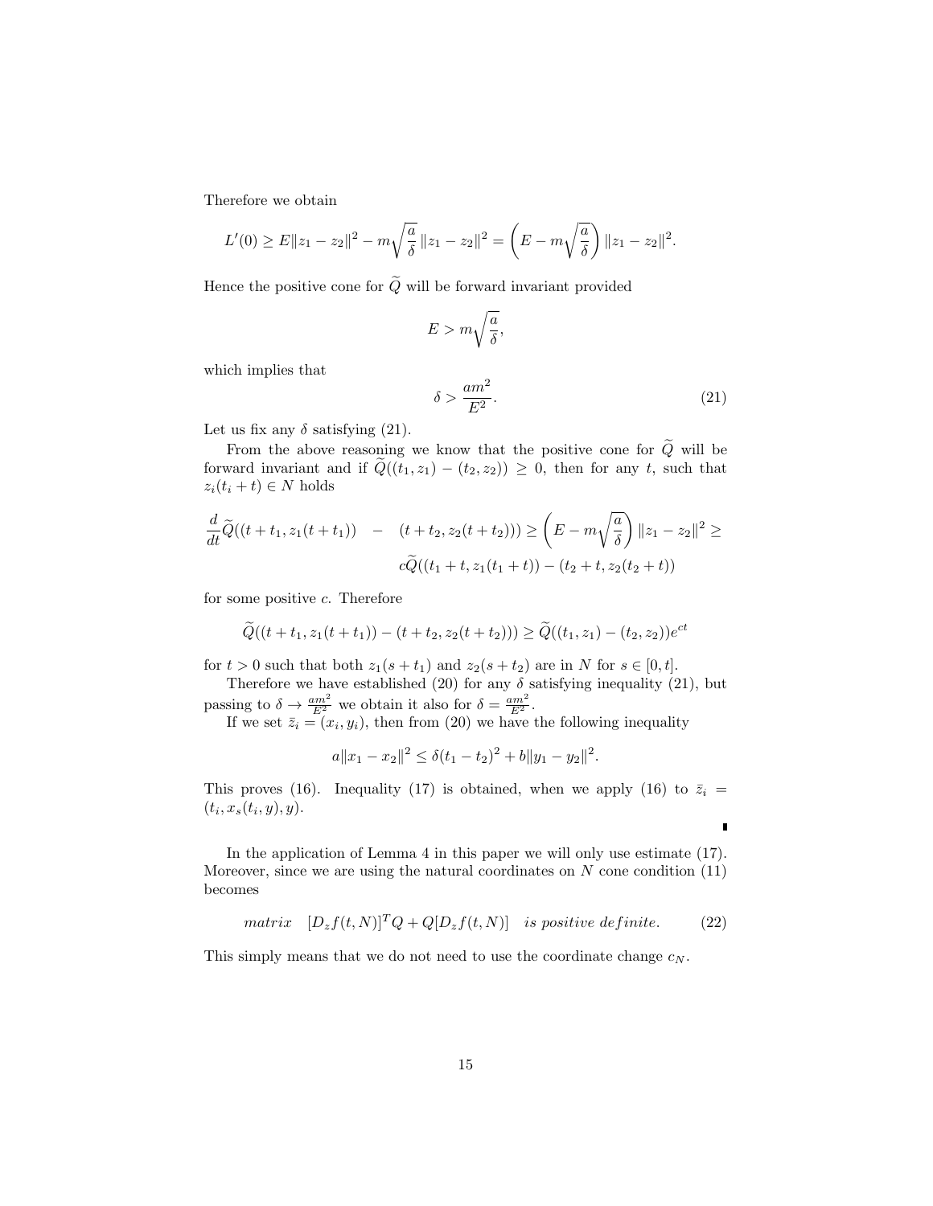Therefore we obtain

$$L'(0) \geq E\|z_1 - z_2\|^2 - m\sqrt{\frac{a}{\delta}}\,\|z_1 - z_2\|^2 = \left(E - m\sqrt{\frac{a}{\delta}}\right)\|z_1 - z_2\|^2.$$

Hence the positive cone for $\widetilde{Q}$ will be forward invariant provided

$$E > m\sqrt{\frac{a}{\delta}},$$

which implies that

$$\delta > \frac{am^2}{E^2}. \tag{21}$$

Let us fix any $\delta$ satisfying (21).

From the above reasoning we know that the positive cone for $\widetilde{Q}$ will be forward invariant and if $\widetilde{Q}((t_1, z_1) - (t_2, z_2)) \geq 0$, then for any $t$, such that $z_i(t_i + t) \in N$ holds

$$\frac{d}{dt}\widetilde{Q}((t + t_1, z_1(t + t_1)) \quad - \quad (t + t_2, z_2(t + t_2))) \geq \left(E - m\sqrt{\frac{a}{\delta}}\right)\|z_1 - z_2\|^2 \geq c\widetilde{Q}((t_1 + t, z_1(t_1 + t)) - (t_2 + t, z_2(t_2 + t))$$

for some positive $c$. Therefore

$$\widetilde{Q}((t + t_1, z_1(t + t_1)) - (t + t_2, z_2(t + t_2))) \geq \widetilde{Q}((t_1, z_1) - (t_2, z_2))e^{ct}$$

for $t > 0$ such that both $z_1(s + t_1)$ and $z_2(s + t_2)$ are in $N$ for $s \in [0, t]$.

Therefore we have established (20) for any $\delta$ satisfying inequality (21), but passing to $\delta \to \frac{am^2}{E^2}$ we obtain it also for $\delta = \frac{am^2}{E^2}$.

If we set $\bar{z}_i = (x_i, y_i)$, then from (20) we have the following inequality

$$a\|x_1 - x_2\|^2 \leq \delta(t_1 - t_2)^2 + b\|y_1 - y_2\|^2.$$

This proves (16). Inequality (17) is obtained, when we apply (16) to $\bar{z}_i = (t_i, x_s(t_i, y), y)$.

∎

In the application of Lemma 4 in this paper we will only use estimate (17). Moreover, since we are using the natural coordinates on $N$ cone condition (11) becomes

$$\textit{matrix} \quad [D_z f(t, N)]^T Q + Q[D_z f(t, N)] \quad \textit{is positive definite}. \tag{22}$$

This simply means that we do not need to use the coordinate change $c_N$.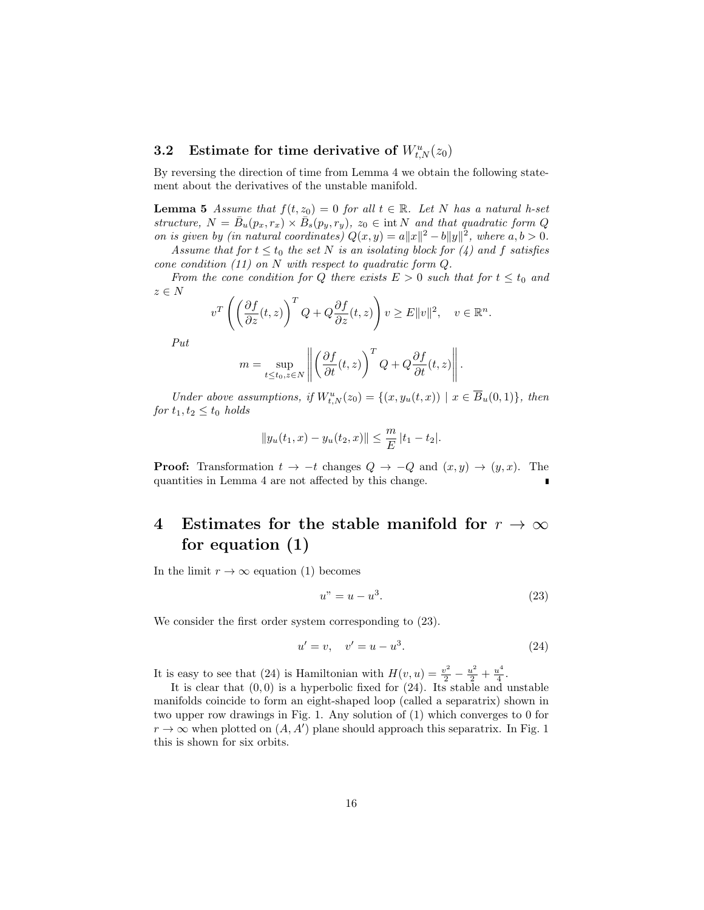### 3.2 Estimate for time derivative of $W^u_{t,N}(z_0)$

By reversing the direction of time from Lemma 4 we obtain the following statement about the derivatives of the unstable manifold.

**Lemma 5** *Assume that $f(t, z_0) = 0$ for all $t \in \mathbb{R}$. Let $N$ has a natural h-set structure, $N = \bar{B}_u(p_x, r_x) \times \bar{B}_s(p_y, r_y)$, $z_0 \in \operatorname{int} N$ and that quadratic form $Q$ on is given by (in natural coordinates) $Q(x, y) = a\|x\|^2 - b\|y\|^2$, where $a, b > 0$.*

*Assume that for $t \leq t_0$ the set $N$ is an isolating block for (4) and $f$ satisfies cone condition (11) on $N$ with respect to quadratic form $Q$.*

*From the cone condition for $Q$ there exists $E > 0$ such that for $t \leq t_0$ and $z \in N$*

$$
v^T \left( \left( \frac{\partial f}{\partial z}(t, z) \right)^T Q + Q \frac{\partial f}{\partial z}(t, z) \right) v \geq E\|v\|^2, \quad v \in \mathbb{R}^n.
$$

*Put*

$$
m = \sup_{t \leq t_0, z \in N} \left\| \left( \frac{\partial f}{\partial t}(t, z) \right)^T Q + Q \frac{\partial f}{\partial t}(t, z) \right\|.
$$

*Under above assumptions, if $W^u_{t,N}(z_0) = \{(x, y_u(t, x)) \mid x \in \overline{B}_u(0, 1)\}$, then for $t_1, t_2 \leq t_0$ holds*

$$
\|y_u(t_1, x) - y_u(t_2, x)\| \leq \frac{m}{E} |t_1 - t_2|.
$$

**Proof:** Transformation $t \to -t$ changes $Q \to -Q$ and $(x, y) \to (y, x)$. The quantities in Lemma 4 are not affected by this change. ∎

## 4 Estimates for the stable manifold for $r \to \infty$ for equation (1)

In the limit $r \to \infty$ equation (1) becomes

$$
u" = u - u^3. \tag{23}
$$

We consider the first order system corresponding to (23).

$$
u' = v, \quad v' = u - u^3. \tag{24}
$$

It is easy to see that (24) is Hamiltonian with $H(v, u) = \frac{v^2}{2} - \frac{u^2}{2} + \frac{u^4}{4}$.

It is clear that $(0, 0)$ is a hyperbolic fixed for (24). Its stable and unstable manifolds coincide to form an eight-shaped loop (called a separatrix) shown in two upper row drawings in Fig. 1. Any solution of (1) which converges to 0 for $r \to \infty$ when plotted on $(A, A')$ plane should approach this separatrix. In Fig. 1 this is shown for six orbits.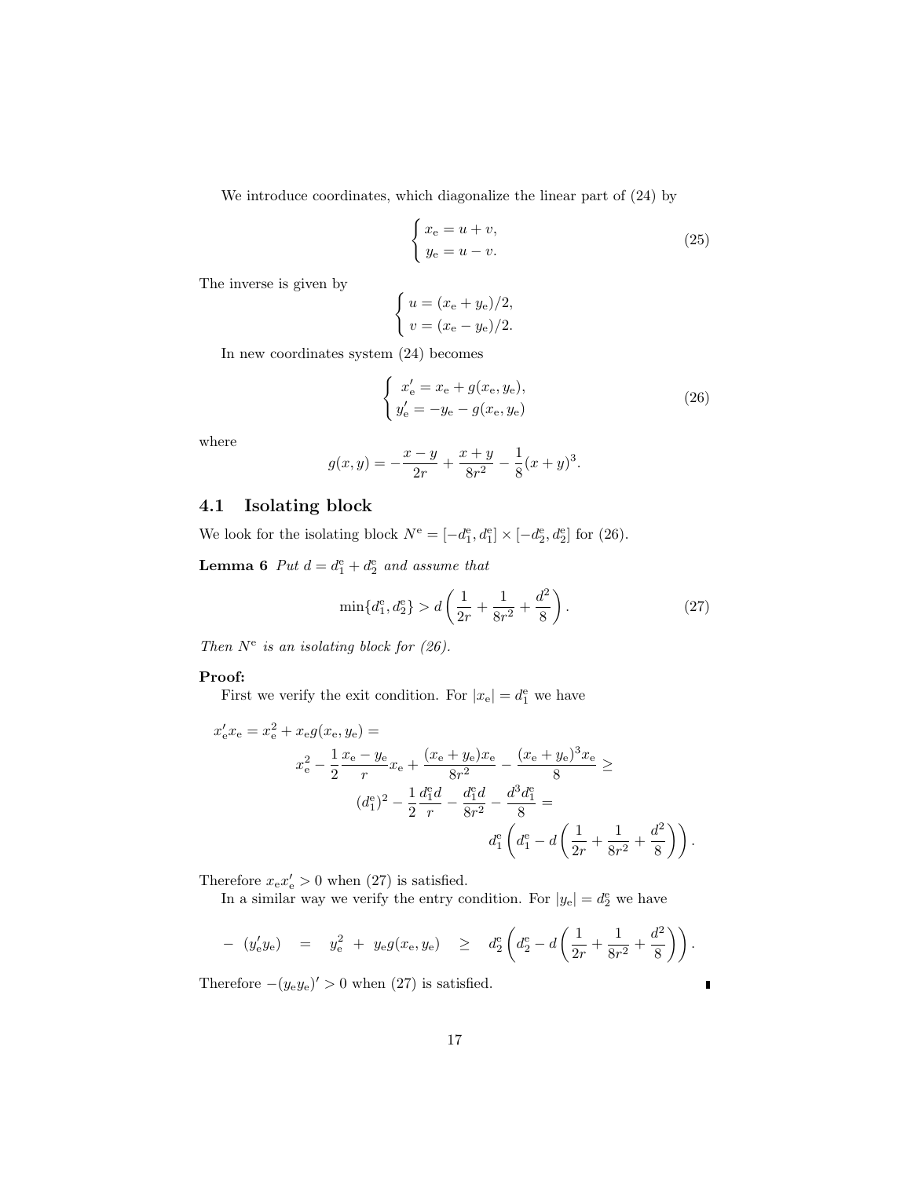We introduce coordinates, which diagonalize the linear part of (24) by

$$\begin{cases} x_{\mathrm{e}} = u + v, \\ y_{\mathrm{e}} = u - v. \end{cases} \tag{25}$$

The inverse is given by

$$\begin{cases} u = (x_{\mathrm{e}} + y_{\mathrm{e}})/2, \\ v = (x_{\mathrm{e}} - y_{\mathrm{e}})/2. \end{cases}$$

In new coordinates system (24) becomes

$$\begin{cases} x_{\mathrm{e}}' = x_{\mathrm{e}} + g(x_{\mathrm{e}}, y_{\mathrm{e}}), \\ y_{\mathrm{e}}' = -y_{\mathrm{e}} - g(x_{\mathrm{e}}, y_{\mathrm{e}}) \end{cases} \tag{26}$$

where

$$g(x,y) = -\frac{x-y}{2r} + \frac{x+y}{8r^2} - \frac{1}{8}(x+y)^3.$$

## 4.1 Isolating block

We look for the isolating block $N^{\mathrm{e}} = [-d_1^{\mathrm{e}}, d_1^{\mathrm{e}}] \times [-d_2^{\mathrm{e}}, d_2^{\mathrm{e}}]$ for (26).

**Lemma 6** *Put $d = d_1^{\mathrm{e}} + d_2^{\mathrm{e}}$ and assume that*

$$\min\{d_1^{\mathrm{e}}, d_2^{\mathrm{e}}\} > d\left(\frac{1}{2r} + \frac{1}{8r^2} + \frac{d^2}{8}\right). \tag{27}$$

*Then $N^{\mathrm{e}}$ is an isolating block for (26).*

**Proof:**

First we verify the exit condition. For $|x_{\mathrm{e}}| = d_1^{\mathrm{e}}$ we have

$$\begin{aligned}
x_{\mathrm{e}}' x_{\mathrm{e}} = x_{\mathrm{e}}^2 + x_{\mathrm{e}} g(x_{\mathrm{e}}, y_{\mathrm{e}}) &= \\
x_{\mathrm{e}}^2 - \frac{1}{2}\frac{x_{\mathrm{e}} - y_{\mathrm{e}}}{r} x_{\mathrm{e}} + \frac{(x_{\mathrm{e}} + y_{\mathrm{e}}) x_{\mathrm{e}}}{8r^2} - \frac{(x_{\mathrm{e}} + y_{\mathrm{e}})^3 x_{\mathrm{e}}}{8} &\geq \\
(d_1^{\mathrm{e}})^2 - \frac{1}{2}\frac{d_1^{\mathrm{e}} d}{r} - \frac{d_1^{\mathrm{e}} d}{8r^2} - \frac{d^3 d_1^{\mathrm{e}}}{8} &= \\
d_1^{\mathrm{e}}\left(d_1^{\mathrm{e}} - d\left(\frac{1}{2r} + \frac{1}{8r^2} + \frac{d^2}{8}\right)\right)&.
\end{aligned}$$

Therefore $x_{\mathrm{e}} x_{\mathrm{e}}' > 0$ when (27) is satisfied.

In a similar way we verify the entry condition. For $|y_{\mathrm{e}}| = d_2^{\mathrm{e}}$ we have

$$-\ (y_{\mathrm{e}}' y_{\mathrm{e}}) \quad = \quad y_{\mathrm{e}}^2 \ + \ y_{\mathrm{e}} g(x_{\mathrm{e}}, y_{\mathrm{e}}) \quad \geq \quad d_2^{\mathrm{e}}\left(d_2^{\mathrm{e}} - d\left(\frac{1}{2r} + \frac{1}{8r^2} + \frac{d^2}{8}\right)\right).$$

Therefore $-(y_{\mathrm{e}} y_{\mathrm{e}})' > 0$ when (27) is satisfied. ∎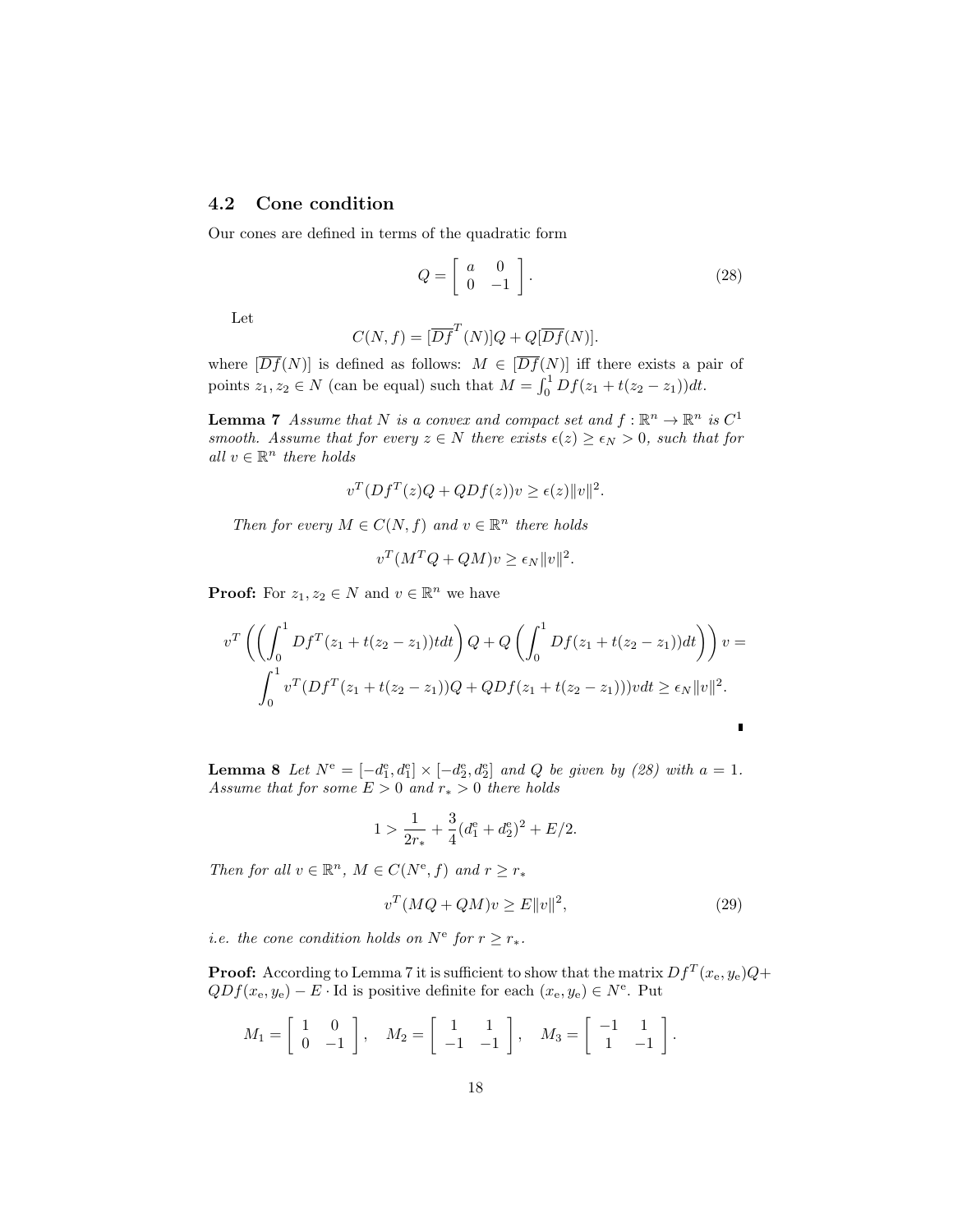### 4.2 Cone condition

Our cones are defined in terms of the quadratic form

$$Q = \begin{bmatrix} a & 0 \\ 0 & -1 \end{bmatrix}. \tag{28}$$

Let

$$C(N,f) = [\overline{Df}^T(N)]Q + Q[\overline{Df}(N)].$$

where $[\overline{Df}(N)]$ is defined as follows: $M \in [\overline{Df}(N)]$ iff there exists a pair of points $z_1, z_2 \in N$ (can be equal) such that $M = \int_0^1 Df(z_1 + t(z_2 - z_1))dt$.

**Lemma 7** *Assume that $N$ is a convex and compact set and $f : \mathbb{R}^n \to \mathbb{R}^n$ is $C^1$ smooth. Assume that for every $z \in N$ there exists $\epsilon(z) \geq \epsilon_N > 0$, such that for all $v \in \mathbb{R}^n$ there holds*

$$v^T(Df^T(z)Q + QDf(z))v \geq \epsilon(z)\|v\|^2.$$

*Then for every $M \in C(N,f)$ and $v \in \mathbb{R}^n$ there holds*

$$v^T(M^TQ + QM)v \geq \epsilon_N\|v\|^2.$$

**Proof:** For $z_1, z_2 \in N$ and $v \in \mathbb{R}^n$ we have

$$v^T\left(\left(\int_0^1 Df^T(z_1 + t(z_2 - z_1))tdt\right)Q + Q\left(\int_0^1 Df(z_1 + t(z_2 - z_1))dt\right)\right)v = \int_0^1 v^T(Df^T(z_1 + t(z_2 - z_1))Q + QDf(z_1 + t(z_2 - z_1)))vdt \geq \epsilon_N\|v\|^2.$$

∎

**Lemma 8** *Let $N^\mathrm{e} = [-d_1^\mathrm{e}, d_1^\mathrm{e}] \times [-d_2^\mathrm{e}, d_2^\mathrm{e}]$ and $Q$ be given by (28) with $a = 1$. Assume that for some $E > 0$ and $r_* > 0$ there holds*

$$1 > \frac{1}{2r_*} + \frac{3}{4}(d_1^\mathrm{e} + d_2^\mathrm{e})^2 + E/2.$$

*Then for all $v \in \mathbb{R}^n$, $M \in C(N^\mathrm{e}, f)$ and $r \geq r_*$*

$$v^T(MQ + QM)v \geq E\|v\|^2, \tag{29}$$

*i.e. the cone condition holds on $N^\mathrm{e}$ for $r \geq r_*$.*

**Proof:** According to Lemma 7 it is sufficient to show that the matrix $Df^T(x_\mathrm{e}, y_\mathrm{e})Q + QDf(x_\mathrm{e}, y_\mathrm{e}) - E \cdot \mathrm{Id}$ is positive definite for each $(x_\mathrm{e}, y_\mathrm{e}) \in N^\mathrm{e}$. Put

$$M_1 = \begin{bmatrix} 1 & 0 \\ 0 & -1 \end{bmatrix}, \quad M_2 = \begin{bmatrix} 1 & 1 \\ -1 & -1 \end{bmatrix}, \quad M_3 = \begin{bmatrix} -1 & 1 \\ 1 & -1 \end{bmatrix}.$$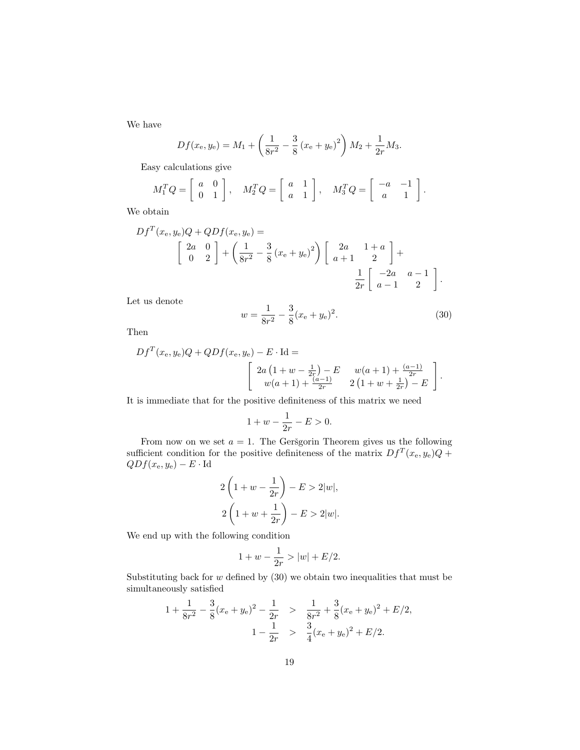We have

$$Df(x_{\mathrm{e}}, y_{\mathrm{e}}) = M_1 + \left( \frac{1}{8r^2} - \frac{3}{8} \left(x_{\mathrm{e}} + y_{\mathrm{e}}\right)^2 \right) M_2 + \frac{1}{2r} M_3.$$

Easy calculations give

$$M_1^T Q = \begin{bmatrix} a & 0 \\ 0 & 1 \end{bmatrix}, \quad M_2^T Q = \begin{bmatrix} a & 1 \\ a & 1 \end{bmatrix}, \quad M_3^T Q = \begin{bmatrix} -a & -1 \\ a & 1 \end{bmatrix}.$$

We obtain

$$\begin{aligned} Df^T(x_{\mathrm{e}}, y_{\mathrm{e}})Q + QDf(x_{\mathrm{e}}, y_{\mathrm{e}}) = \\ \begin{bmatrix} 2a & 0 \\ 0 & 2 \end{bmatrix} + \left( \frac{1}{8r^2} - \frac{3}{8} \left(x_{\mathrm{e}} + y_{\mathrm{e}}\right)^2 \right) \begin{bmatrix} 2a & 1+a \\ a+1 & 2 \end{bmatrix} + \\ \frac{1}{2r} \begin{bmatrix} -2a & a-1 \\ a-1 & 2 \end{bmatrix}. \end{aligned}$$

Let us denote

$$w = \frac{1}{8r^2} - \frac{3}{8}(x_{\mathrm{e}} + y_{\mathrm{e}})^2. \tag{30}$$

Then

$$\begin{aligned} Df^T(x_{\mathrm{e}}, y_{\mathrm{e}})Q + QDf(x_{\mathrm{e}}, y_{\mathrm{e}}) - E \cdot \mathrm{Id} = \\ \begin{bmatrix} 2a\left(1 + w - \frac{1}{2r}\right) - E & w(a+1) + \frac{(a-1)}{2r} \\ w(a+1) + \frac{(a-1)}{2r} & 2\left(1 + w + \frac{1}{2r}\right) - E \end{bmatrix}. \end{aligned}$$

It is immediate that for the positive definiteness of this matrix we need

$$1 + w - \frac{1}{2r} - E > 0.$$

From now on we set $a = 1$. The Geršgorin Theorem gives us the following sufficient condition for the positive definiteness of the matrix $Df^T(x_{\mathrm{e}}, y_{\mathrm{e}})Q + QDf(x_{\mathrm{e}}, y_{\mathrm{e}}) - E \cdot \mathrm{Id}$

$$2\left(1 + w - \frac{1}{2r}\right) - E > 2|w|,$$

$$2\left(1 + w + \frac{1}{2r}\right) - E > 2|w|.$$

We end up with the following condition

$$1 + w - \frac{1}{2r} > |w| + E/2.$$

Substituting back for $w$ defined by (30) we obtain two inequalities that must be simultaneously satisfied

$$\begin{aligned} 1 + \frac{1}{8r^2} - \frac{3}{8}(x_{\mathrm{e}} + y_{\mathrm{e}})^2 - \frac{1}{2r} &> \frac{1}{8r^2} + \frac{3}{8}(x_{\mathrm{e}} + y_{\mathrm{e}})^2 + E/2, \\ 1 - \frac{1}{2r} &> \frac{3}{4}(x_{\mathrm{e}} + y_{\mathrm{e}})^2 + E/2. \end{aligned}$$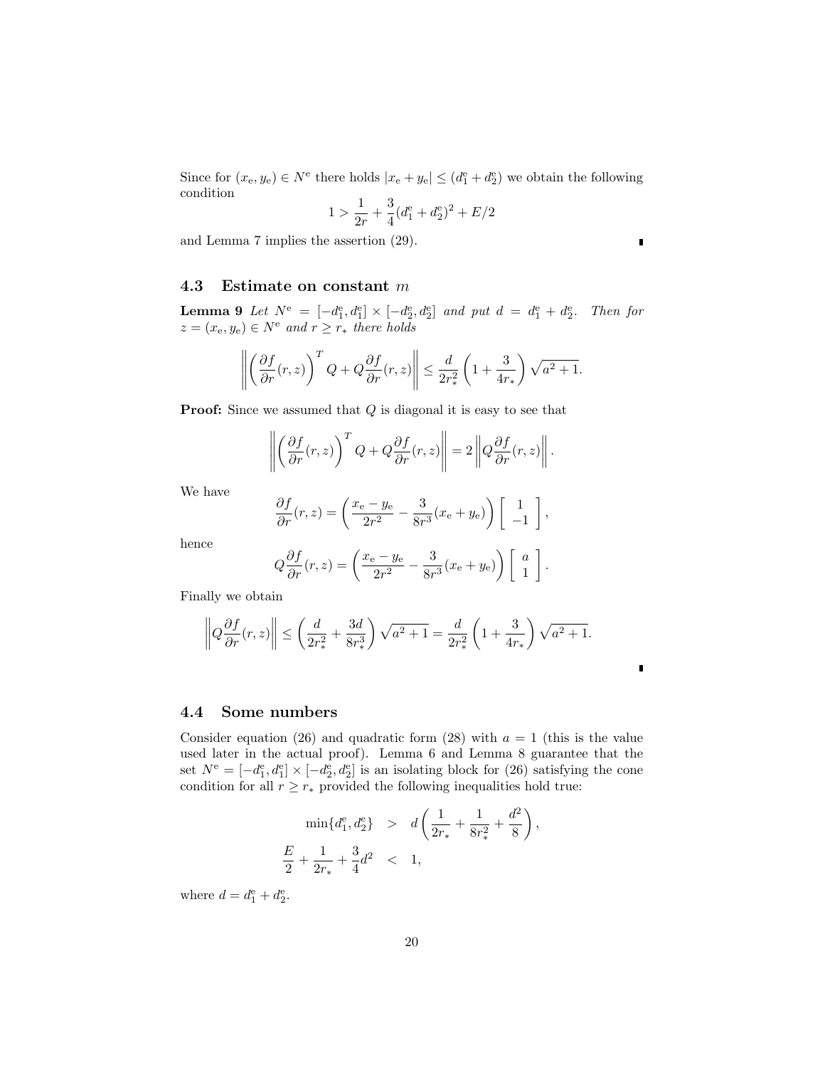Since for $(x_\mathrm{e}, y_\mathrm{e}) \in N^\mathrm{e}$ there holds $|x_\mathrm{e} + y_\mathrm{e}| \le (d_1^\mathrm{e} + d_2^\mathrm{e})$ we obtain the following condition

$$1 > \frac{1}{2r} + \frac{3}{4}(d_1^\mathrm{e} + d_2^\mathrm{e})^2 + E/2$$

and Lemma 7 implies the assertion (29). ∎

### 4.3 Estimate on constant $m$

**Lemma 9** *Let $N^\mathrm{e} = [-d_1^\mathrm{e}, d_1^\mathrm{e}] \times [-d_2^\mathrm{e}, d_2^\mathrm{e}]$ and put $d = d_1^\mathrm{e} + d_2^\mathrm{e}$. Then for $z = (x_\mathrm{e}, y_\mathrm{e}) \in N^\mathrm{e}$ and $r \ge r_*$ there holds*

$$\left\| \left(\frac{\partial f}{\partial r}(r,z)\right)^T Q + Q\frac{\partial f}{\partial r}(r,z) \right\| \le \frac{d}{2r_*^2}\left(1 + \frac{3}{4r_*}\right)\sqrt{a^2+1}.$$

**Proof:** Since we assumed that $Q$ is diagonal it is easy to see that

$$\left\| \left(\frac{\partial f}{\partial r}(r,z)\right)^T Q + Q\frac{\partial f}{\partial r}(r,z) \right\| = 2\left\| Q\frac{\partial f}{\partial r}(r,z) \right\|.$$

We have

$$\frac{\partial f}{\partial r}(r,z) = \left(\frac{x_\mathrm{e} - y_\mathrm{e}}{2r^2} - \frac{3}{8r^3}(x_\mathrm{e} + y_\mathrm{e})\right)\begin{bmatrix} 1 \\ -1 \end{bmatrix},$$

hence

$$Q\frac{\partial f}{\partial r}(r,z) = \left(\frac{x_\mathrm{e} - y_\mathrm{e}}{2r^2} - \frac{3}{8r^3}(x_\mathrm{e} + y_\mathrm{e})\right)\begin{bmatrix} a \\ 1 \end{bmatrix}.$$

Finally we obtain

$$\left\| Q\frac{\partial f}{\partial r}(r,z) \right\| \le \left(\frac{d}{2r_*^2} + \frac{3d}{8r_*^3}\right)\sqrt{a^2+1} = \frac{d}{2r_*^2}\left(1 + \frac{3}{4r_*}\right)\sqrt{a^2+1}.$$

∎

### 4.4 Some numbers

Consider equation (26) and quadratic form (28) with $a = 1$ (this is the value used later in the actual proof). Lemma 6 and Lemma 8 guarantee that the set $N^\mathrm{e} = [-d_1^\mathrm{e}, d_1^\mathrm{e}] \times [-d_2^\mathrm{e}, d_2^\mathrm{e}]$ is an isolating block for (26) satisfying the cone condition for all $r \ge r_*$ provided the following inequalities hold true:

$$\begin{aligned}
\min\{d_1^\mathrm{e}, d_2^\mathrm{e}\} \quad &> \quad d\left(\frac{1}{2r_*} + \frac{1}{8r_*^2} + \frac{d^2}{8}\right), \\
\frac{E}{2} + \frac{1}{2r_*} + \frac{3}{4}d^2 \quad &< \quad 1,
\end{aligned}$$

where $d = d_1^\mathrm{e} + d_2^\mathrm{e}$.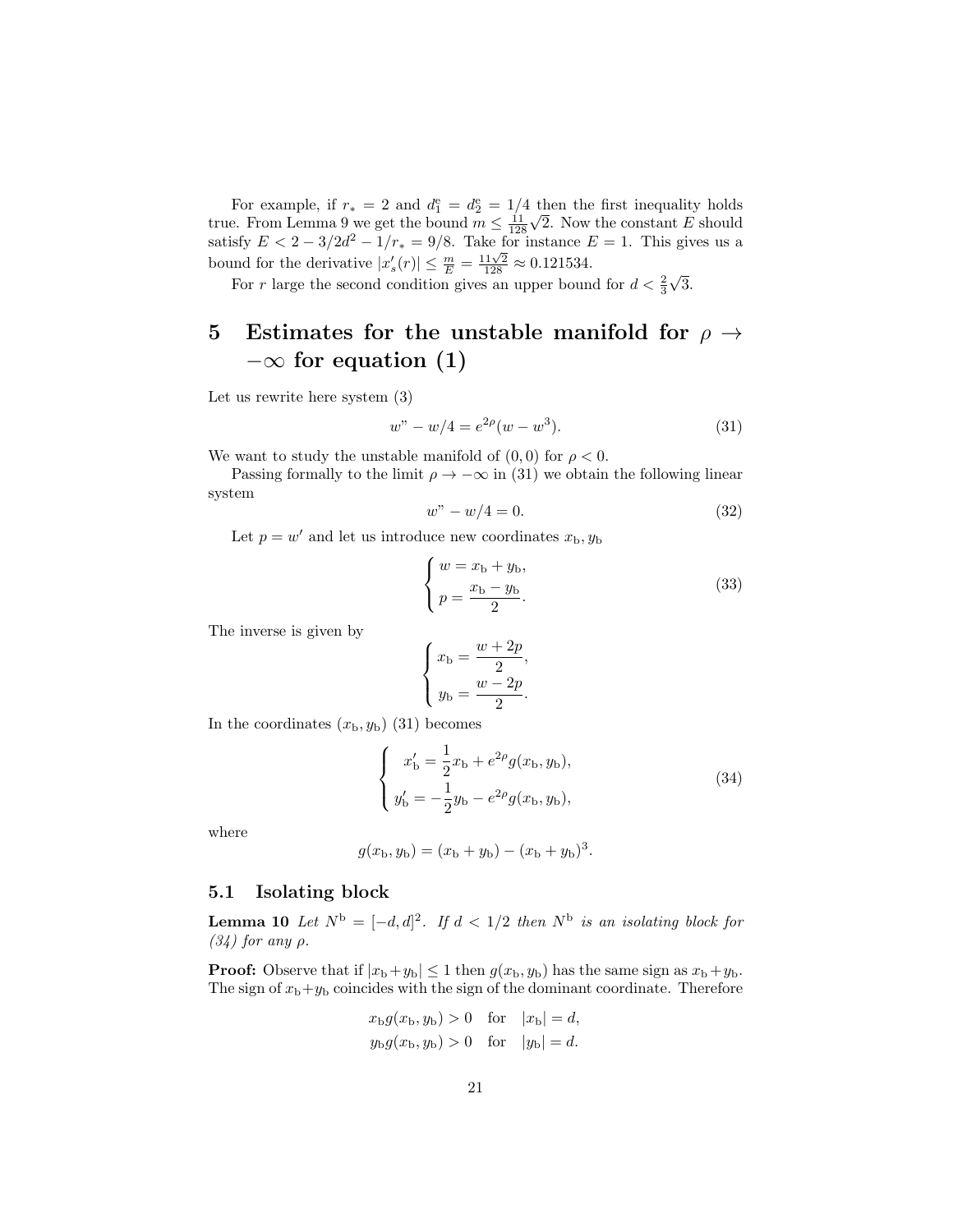For example, if $r_* = 2$ and $d_1^{\rm e} = d_2^{\rm e} = 1/4$ then the first inequality holds true. From Lemma 9 we get the bound $m \leq \frac{11}{128}\sqrt{2}$. Now the constant $E$ should satisfy $E < 2 - 3/2d^2 - 1/r_* = 9/8$. Take for instance $E = 1$. This gives us a bound for the derivative $|x_s'(r)| \leq \frac{m}{E} = \frac{11\sqrt{2}}{128} \approx 0.121534$.

For $r$ large the second condition gives an upper bound for $d < \frac{2}{3}\sqrt{3}$.

# 5 Estimates for the unstable manifold for $\rho \to -\infty$ for equation (1)

Let us rewrite here system (3)

$$w" - w/4 = e^{2\rho}(w - w^3). \tag{31}$$

We want to study the unstable manifold of $(0, 0)$ for $\rho < 0$.

Passing formally to the limit $\rho \to -\infty$ in (31) we obtain the following linear system

$$w" - w/4 = 0. \tag{32}$$

Let $p = w'$ and let us introduce new coordinates $x_{\rm b}, y_{\rm b}$

$$\begin{cases} w = x_{\rm b} + y_{\rm b}, \\ p = \dfrac{x_{\rm b} - y_{\rm b}}{2}. \end{cases} \tag{33}$$

The inverse is given by

$$\begin{cases} x_{\rm b} = \dfrac{w + 2p}{2}, \\ y_{\rm b} = \dfrac{w - 2p}{2}. \end{cases}$$

In the coordinates $(x_{\rm b}, y_{\rm b})$ (31) becomes

$$\begin{cases} x_{\rm b}' = \dfrac{1}{2}x_{\rm b} + e^{2\rho}g(x_{\rm b}, y_{\rm b}), \\ y_{\rm b}' = -\dfrac{1}{2}y_{\rm b} - e^{2\rho}g(x_{\rm b}, y_{\rm b}), \end{cases} \tag{34}$$

where

$$g(x_{\rm b}, y_{\rm b}) = (x_{\rm b} + y_{\rm b}) - (x_{\rm b} + y_{\rm b})^3.$$

## 5.1 Isolating block

**Lemma 10** *Let $N^{\rm b} = [-d, d]^2$. If $d < 1/2$ then $N^{\rm b}$ is an isolating block for (34) for any $\rho$.*

**Proof:** Observe that if $|x_{\rm b} + y_{\rm b}| \leq 1$ then $g(x_{\rm b}, y_{\rm b})$ has the same sign as $x_{\rm b} + y_{\rm b}$. The sign of $x_{\rm b} + y_{\rm b}$ coincides with the sign of the dominant coordinate. Therefore

$$x_{\rm b}g(x_{\rm b}, y_{\rm b}) > 0 \quad \text{for} \quad |x_{\rm b}| = d,$$
$$y_{\rm b}g(x_{\rm b}, y_{\rm b}) > 0 \quad \text{for} \quad |y_{\rm b}| = d.$$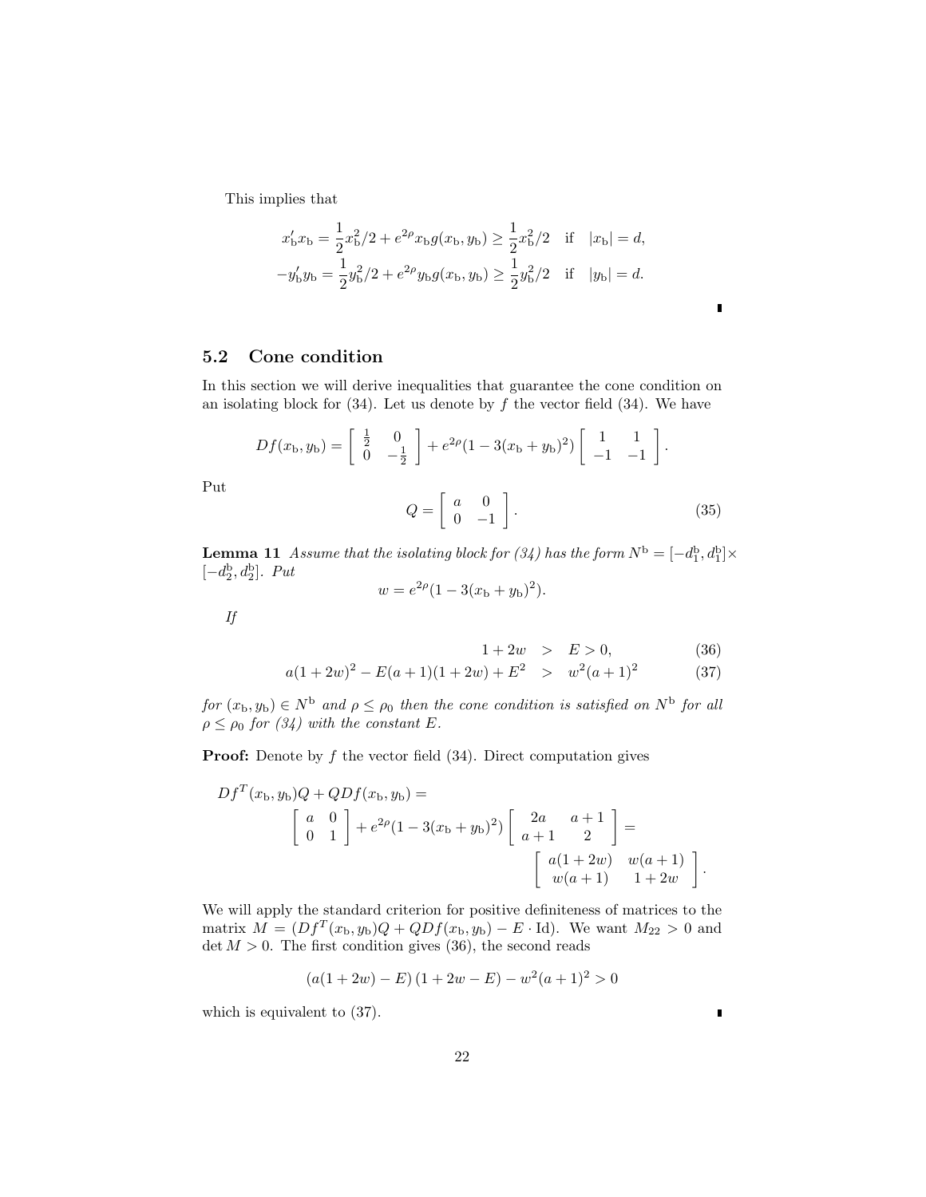This implies that

$$
\begin{aligned}
x_{\rm b}' x_{\rm b} &= \frac{1}{2}x_{\rm b}^2/2 + e^{2\rho} x_{\rm b} g(x_{\rm b}, y_{\rm b}) \geq \frac{1}{2}x_{\rm b}^2/2 \quad \text{if} \quad |x_{\rm b}| = d, \\
-y_{\rm b}' y_{\rm b} &= \frac{1}{2}y_{\rm b}^2/2 + e^{2\rho} y_{\rm b} g(x_{\rm b}, y_{\rm b}) \geq \frac{1}{2}y_{\rm b}^2/2 \quad \text{if} \quad |y_{\rm b}| = d.
\end{aligned}
$$

∎

## 5.2 Cone condition

In this section we will derive inequalities that guarantee the cone condition on an isolating block for (34). Let us denote by $f$ the vector field (34). We have

$$
Df(x_{\rm b}, y_{\rm b}) = \begin{bmatrix} \frac{1}{2} & 0 \\ 0 & -\frac{1}{2} \end{bmatrix} + e^{2\rho}(1 - 3(x_{\rm b} + y_{\rm b})^2) \begin{bmatrix} 1 & 1 \\ -1 & -1 \end{bmatrix}.
$$

Put

$$
Q = \begin{bmatrix} a & 0 \\ 0 & -1 \end{bmatrix}. \tag{35}
$$

**Lemma 11** *Assume that the isolating block for (34) has the form $N^{\rm b} = [-d_1^{\rm b}, d_1^{\rm b}] \times [-d_2^{\rm b}, d_2^{\rm b}]$. Put*

$$
w = e^{2\rho}(1 - 3(x_{\rm b} + y_{\rm b})^2).
$$

*If*

$$
\begin{aligned}
1 + 2w &> E > 0, & (36) \\
a(1 + 2w)^2 - E(a + 1)(1 + 2w) + E^2 &> w^2(a + 1)^2 & (37)
\end{aligned}
$$

*for $(x_{\rm b}, y_{\rm b}) \in N^{\rm b}$ and $\rho \leq \rho_0$ then the cone condition is satisfied on $N^{\rm b}$ for all $\rho \leq \rho_0$ for (34) with the constant $E$.*

**Proof:** Denote by $f$ the vector field (34). Direct computation gives

$$
\begin{aligned}
&Df^T(x_{\rm b}, y_{\rm b})Q + QDf(x_{\rm b}, y_{\rm b}) = \\
&\qquad \begin{bmatrix} a & 0 \\ 0 & 1 \end{bmatrix} + e^{2\rho}(1 - 3(x_{\rm b} + y_{\rm b})^2) \begin{bmatrix} 2a & a+1 \\ a+1 & 2 \end{bmatrix} = \\
&\qquad\qquad \begin{bmatrix} a(1 + 2w) & w(a+1) \\ w(a+1) & 1 + 2w \end{bmatrix}.
\end{aligned}
$$

We will apply the standard criterion for positive definiteness of matrices to the matrix $M = (Df^T(x_{\rm b}, y_{\rm b})Q + QDf(x_{\rm b}, y_{\rm b}) - E \cdot \mathrm{Id})$. We want $M_{22} > 0$ and $\det M > 0$. The first condition gives (36), the second reads

$$
(a(1 + 2w) - E)(1 + 2w - E) - w^2(a + 1)^2 > 0
$$

which is equivalent to (37). ∎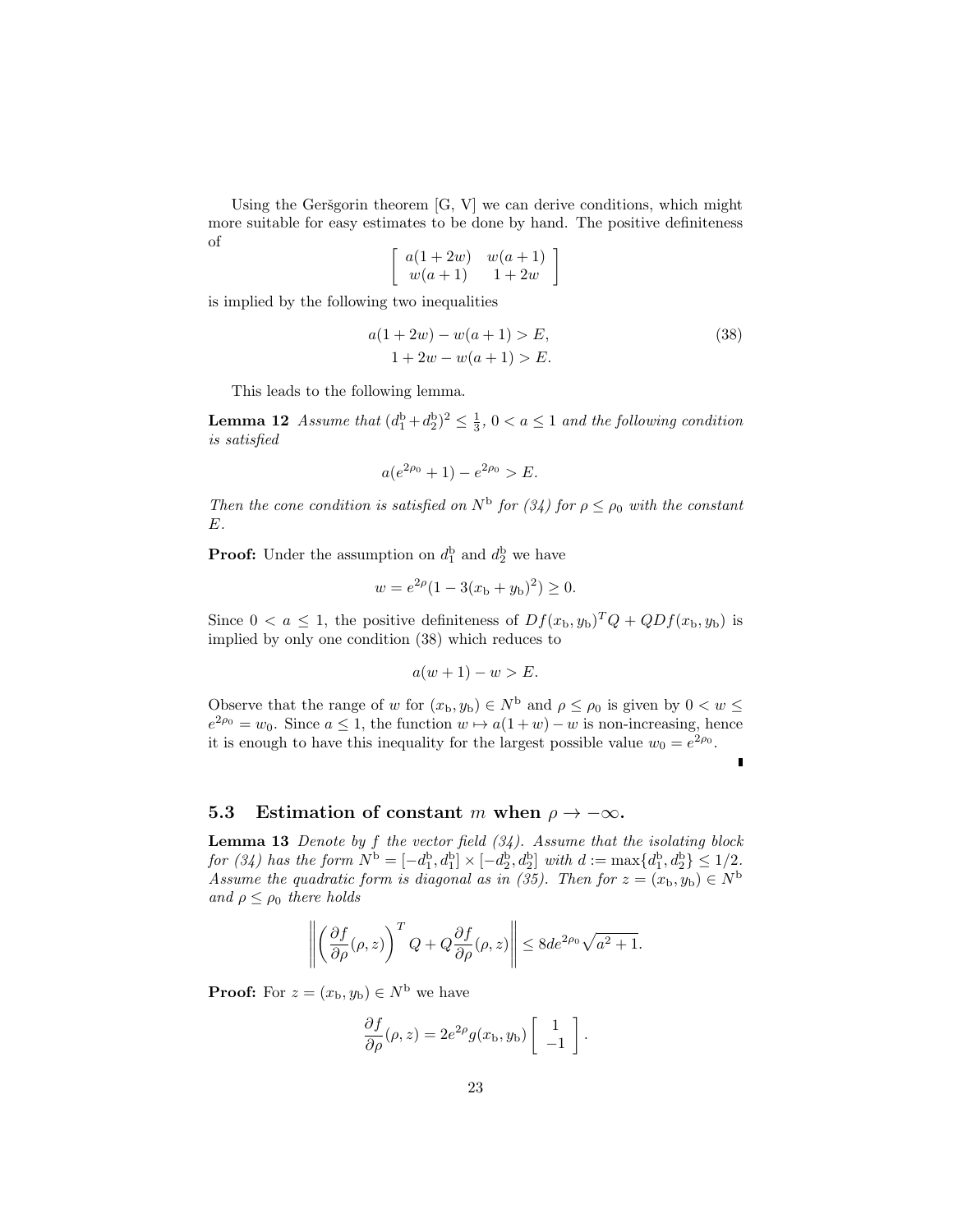Using the Geršgorin theorem [G, V] we can derive conditions, which might more suitable for easy estimates to be done by hand. The positive definiteness of

$$\begin{bmatrix} a(1+2w) & w(a+1) \\ w(a+1) & 1+2w \end{bmatrix}$$

is implied by the following two inequalities

$$\begin{aligned} a(1+2w) - w(a+1) &> E, \\ 1+2w - w(a+1) &> E. \end{aligned} \tag{38}$$

This leads to the following lemma.

**Lemma 12** *Assume that $(d_1^{\mathrm{b}} + d_2^{\mathrm{b}})^2 \leq \frac{1}{3}$, $0 < a \leq 1$ and the following condition is satisfied*

$$a(e^{2\rho_0} + 1) - e^{2\rho_0} > E.$$

*Then the cone condition is satisfied on $N^{\mathrm{b}}$ for (34) for $\rho \leq \rho_0$ with the constant $E$.*

**Proof:** Under the assumption on $d_1^{\mathrm{b}}$ and $d_2^{\mathrm{b}}$ we have

$$w = e^{2\rho}(1 - 3(x_{\mathrm{b}} + y_{\mathrm{b}})^2) \geq 0.$$

Since $0 < a \leq 1$, the positive definiteness of $Df(x_{\mathrm{b}}, y_{\mathrm{b}})^T Q + Q Df(x_{\mathrm{b}}, y_{\mathrm{b}})$ is implied by only one condition (38) which reduces to

$$a(w+1) - w > E.$$

Observe that the range of $w$ for $(x_{\mathrm{b}}, y_{\mathrm{b}}) \in N^{\mathrm{b}}$ and $\rho \leq \rho_0$ is given by $0 < w \leq e^{2\rho_0} = w_0$. Since $a \leq 1$, the function $w \mapsto a(1+w) - w$ is non-increasing, hence it is enough to have this inequality for the largest possible value $w_0 = e^{2\rho_0}$.

∎

### 5.3 Estimation of constant $m$ when $\rho \to -\infty$.

**Lemma 13** *Denote by $f$ the vector field (34). Assume that the isolating block for (34) has the form $N^{\mathrm{b}} = [-d_1^{\mathrm{b}}, d_1^{\mathrm{b}}] \times [-d_2^{\mathrm{b}}, d_2^{\mathrm{b}}]$ with $d := \max\{d_1^{\mathrm{b}}, d_2^{\mathrm{b}}\} \leq 1/2$. Assume the quadratic form is diagonal as in (35). Then for $z = (x_{\mathrm{b}}, y_{\mathrm{b}}) \in N^{\mathrm{b}}$ and $\rho \leq \rho_0$ there holds*

$$\left\| \left( \frac{\partial f}{\partial \rho}(\rho, z) \right)^T Q + Q \frac{\partial f}{\partial \rho}(\rho, z) \right\| \leq 8 d e^{2\rho_0} \sqrt{a^2 + 1}.$$

**Proof:** For $z = (x_{\mathrm{b}}, y_{\mathrm{b}}) \in N^{\mathrm{b}}$ we have

$$\frac{\partial f}{\partial \rho}(\rho, z) = 2e^{2\rho} g(x_{\mathrm{b}}, y_{\mathrm{b}}) \begin{bmatrix} 1 \\ -1 \end{bmatrix}.$$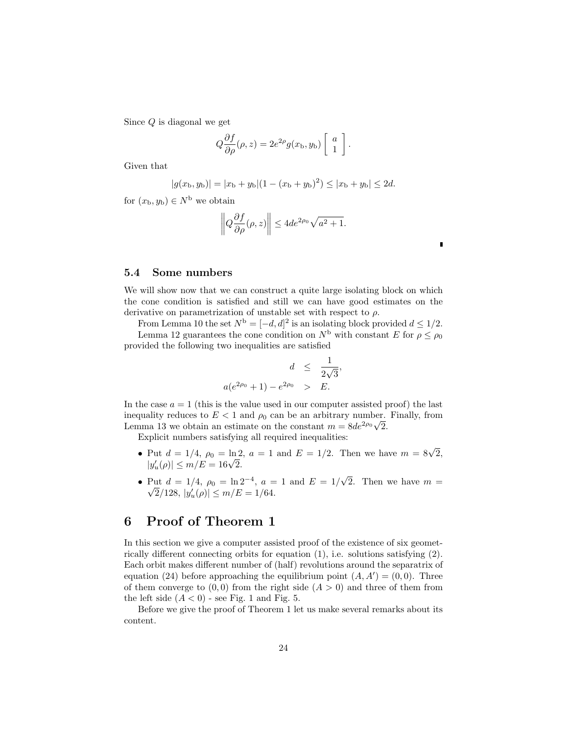Since $Q$ is diagonal we get

$$Q\frac{\partial f}{\partial \rho}(\rho, z) = 2e^{2\rho} g(x_{\mathrm{b}}, y_{\mathrm{b}}) \begin{bmatrix} a \\ 1 \end{bmatrix}.$$

Given that

$$|g(x_{\mathrm{b}}, y_{\mathrm{b}})| = |x_{\mathrm{b}} + y_{\mathrm{b}}|(1 - (x_{\mathrm{b}} + y_{\mathrm{b}})^2) \leq |x_{\mathrm{b}} + y_{\mathrm{b}}| \leq 2d.$$

for $(x_{\mathrm{b}}, y_{\mathrm{b}}) \in N^{\mathrm{b}}$ we obtain

$$\left\| Q\frac{\partial f}{\partial \rho}(\rho, z) \right\| \leq 4de^{2\rho_0}\sqrt{a^2+1}.$$

∎

### 5.4 Some numbers

We will show now that we can construct a quite large isolating block on which the cone condition is satisfied and still we can have good estimates on the derivative on parametrization of unstable set with respect to $\rho$.

From Lemma 10 the set $N^{\mathrm{b}} = [-d, d]^2$ is an isolating block provided $d \leq 1/2$.

Lemma 12 guarantees the cone condition on $N^{\mathrm{b}}$ with constant $E$ for $\rho \leq \rho_0$ provided the following two inequalities are satisfied

$$\begin{aligned} d &\leq \frac{1}{2\sqrt{3}}, \\ a(e^{2\rho_0} + 1) - e^{2\rho_0} &> E. \end{aligned}$$

In the case $a = 1$ (this is the value used in our computer assisted proof) the last inequality reduces to $E < 1$ and $\rho_0$ can be an arbitrary number. Finally, from Lemma 13 we obtain an estimate on the constant $m = 8de^{2\rho_0}\sqrt{2}$.

Explicit numbers satisfying all required inequalities:

- Put $d = 1/4$, $\rho_0 = \ln 2$, $a = 1$ and $E = 1/2$. Then we have $m = 8\sqrt{2}$, $|y_u'(\rho)| \leq m/E = 16\sqrt{2}$.
- Put $d = 1/4$, $\rho_0 = \ln 2^{-4}$, $a = 1$ and $E = 1/\sqrt{2}$. Then we have $m = \sqrt{2}/128$, $|y_u'(\rho)| \leq m/E = 1/64$.

# 6 Proof of Theorem 1

In this section we give a computer assisted proof of the existence of six geometrically different connecting orbits for equation (1), i.e. solutions satisfying (2). Each orbit makes different number of (half) revolutions around the separatrix of equation (24) before approaching the equilibrium point $(A, A') = (0, 0)$. Three of them converge to $(0, 0)$ from the right side ($A > 0$) and three of them from the left side ($A < 0$) - see Fig. 1 and Fig. 5.

Before we give the proof of Theorem 1 let us make several remarks about its content.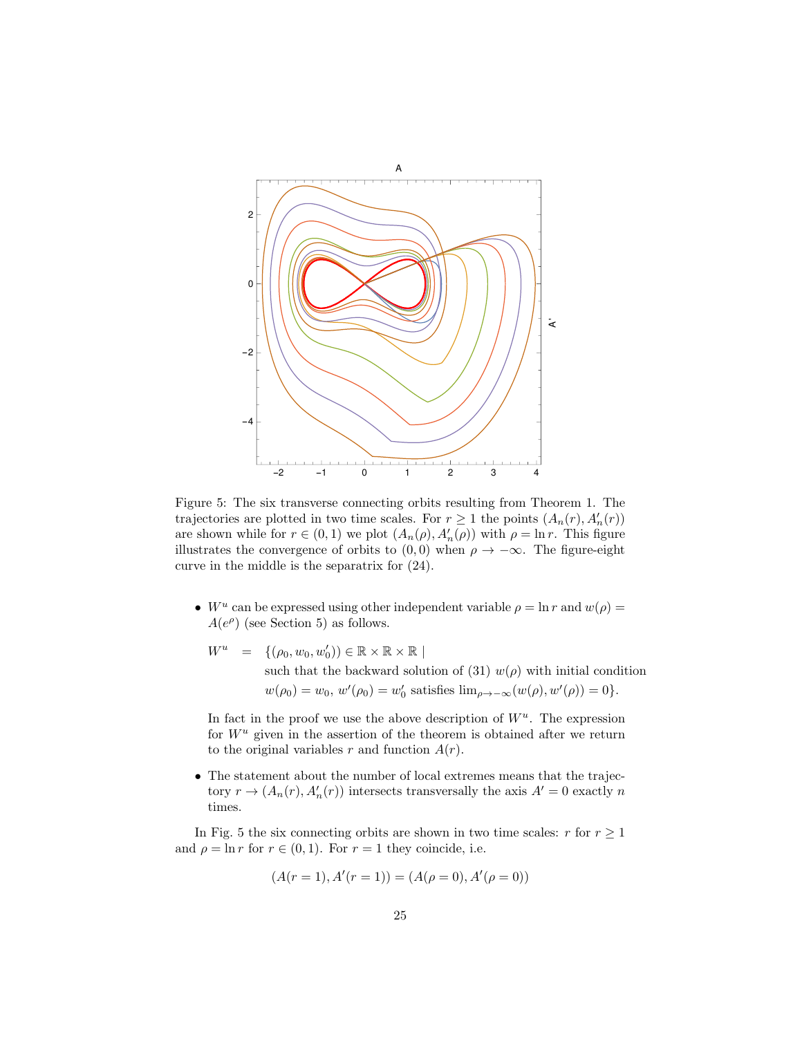Figure 5: The six transverse connecting orbits resulting from Theorem 1. The trajectories are plotted in two time scales. For $r \geq 1$ the points $(A_n(r), A_n'(r))$ are shown while for $r \in (0,1)$ we plot $(A_n(\rho), A_n'(\rho))$ with $\rho = \ln r$. This figure illustrates the convergence of orbits to $(0,0)$ when $\rho \to -\infty$. The figure-eight curve in the middle is the separatrix for (24).

- $W^u$ can be expressed using other independent variable $\rho = \ln r$ and $w(\rho) = A(e^\rho)$ (see Section 5) as follows.

  $$
  \begin{aligned}
  W^u \;=\; & \{(\rho_0, w_0, w_0')) \in \mathbb{R} \times \mathbb{R} \times \mathbb{R} \mid \\
  & \text{such that the backward solution of (31) } w(\rho) \text{ with initial condition} \\
  & w(\rho_0) = w_0,\ w'(\rho_0) = w_0' \text{ satisfies } \lim_{\rho \to -\infty}(w(\rho), w'(\rho)) = 0\}.
  \end{aligned}
  $$

  In fact in the proof we use the above description of $W^u$. The expression for $W^u$ given in the assertion of the theorem is obtained after we return to the original variables $r$ and function $A(r)$.

- The statement about the number of local extremes means that the trajectory $r \to (A_n(r), A_n'(r))$ intersects transversally the axis $A' = 0$ exactly $n$ times.

In Fig. 5 the six connecting orbits are shown in two time scales: $r$ for $r \geq 1$ and $\rho = \ln r$ for $r \in (0,1)$. For $r = 1$ they coincide, i.e.

$$
(A(r=1), A'(r=1)) = (A(\rho=0), A'(\rho=0))
$$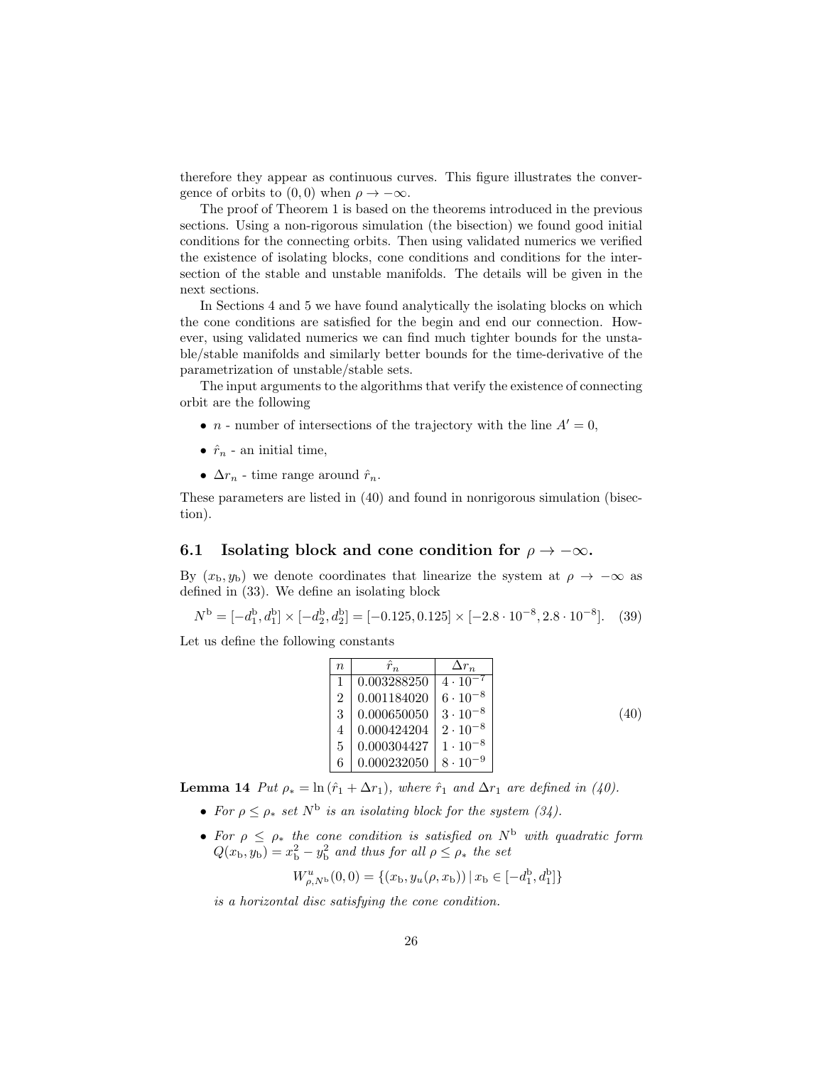therefore they appear as continuous curves. This figure illustrates the convergence of orbits to $(0,0)$ when $\rho \to -\infty$.

The proof of Theorem 1 is based on the theorems introduced in the previous sections. Using a non-rigorous simulation (the bisection) we found good initial conditions for the connecting orbits. Then using validated numerics we verified the existence of isolating blocks, cone conditions and conditions for the intersection of the stable and unstable manifolds. The details will be given in the next sections.

In Sections 4 and 5 we have found analytically the isolating blocks on which the cone conditions are satisfied for the begin and end our connection. However, using validated numerics we can find much tighter bounds for the unstable/stable manifolds and similarly better bounds for the time-derivative of the parametrization of unstable/stable sets.

The input arguments to the algorithms that verify the existence of connecting orbit are the following

- $n$ - number of intersections of the trajectory with the line $A' = 0$,
- $\hat{r}_n$ - an initial time,
- $\Delta r_n$ - time range around $\hat{r}_n$.

These parameters are listed in (40) and found in nonrigorous simulation (bisection).

## 6.1 Isolating block and cone condition for $\rho \to -\infty$.

By $(x_\mathrm{b}, y_\mathrm{b})$ we denote coordinates that linearize the system at $\rho \to -\infty$ as defined in (33). We define an isolating block

$$N^\mathrm{b} = [-d_1^\mathrm{b}, d_1^\mathrm{b}] \times [-d_2^\mathrm{b}, d_2^\mathrm{b}] = [-0.125, 0.125] \times [-2.8 \cdot 10^{-8}, 2.8 \cdot 10^{-8}]. \quad (39)$$

Let us define the following constants

| $n$ | $\hat{r}_n$ | $\Delta r_n$ |
|---|---|---|
| 1 | 0.003288250 | $4 \cdot 10^{-7}$ |
| 2 | 0.001184020 | $6 \cdot 10^{-8}$ |
| 3 | 0.000650050 | $3 \cdot 10^{-8}$ |
| 4 | 0.000424204 | $2 \cdot 10^{-8}$ |
| 5 | 0.000304427 | $1 \cdot 10^{-8}$ |
| 6 | 0.000232050 | $8 \cdot 10^{-9}$ |

(40)

**Lemma 14** *Put $\rho_* = \ln(\hat{r}_1 + \Delta r_1)$, where $\hat{r}_1$ and $\Delta r_1$ are defined in (40).*

- *For $\rho \leq \rho_*$ set $N^\mathrm{b}$ is an isolating block for the system (34).*
- *For $\rho \leq \rho_*$ the cone condition is satisfied on $N^\mathrm{b}$ with quadratic form $Q(x_\mathrm{b}, y_\mathrm{b}) = x_\mathrm{b}^2 - y_\mathrm{b}^2$ and thus for all $\rho \leq \rho_*$ the set*

$$W^u_{\rho, N^\mathrm{b}}(0,0) = \{(x_\mathrm{b}, y_u(\rho, x_\mathrm{b})) \,|\, x_\mathrm{b} \in [-d_1^\mathrm{b}, d_1^\mathrm{b}]\}$$

*is a horizontal disc satisfying the cone condition.*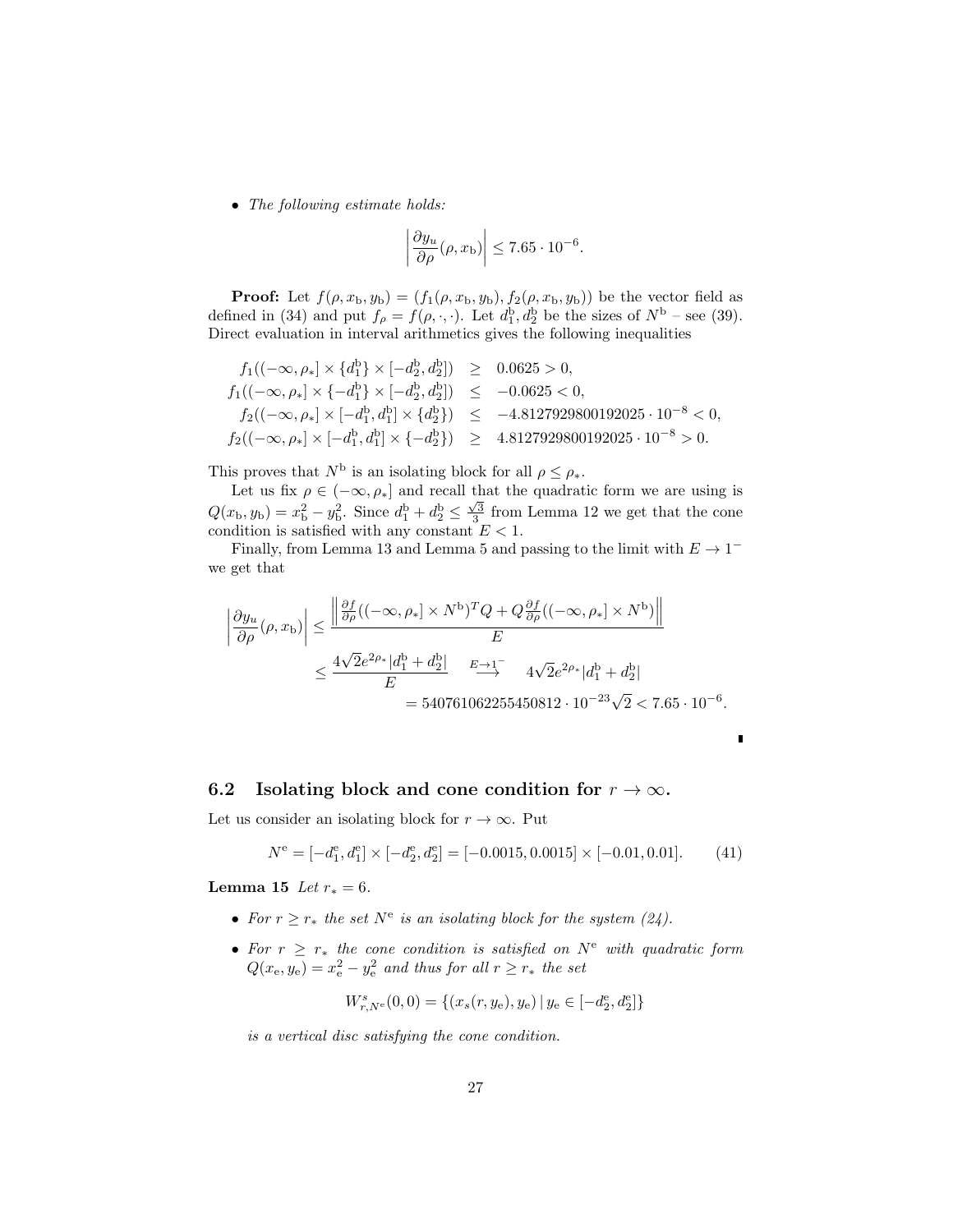- *The following estimate holds:*

$$\left|\frac{\partial y_u}{\partial \rho}(\rho, x_{\mathrm{b}})\right| \leq 7.65 \cdot 10^{-6}.$$

**Proof:** Let $f(\rho, x_{\mathrm{b}}, y_{\mathrm{b}}) = (f_1(\rho, x_{\mathrm{b}}, y_{\mathrm{b}}), f_2(\rho, x_{\mathrm{b}}, y_{\mathrm{b}}))$ be the vector field as defined in (34) and put $f_\rho = f(\rho, \cdot, \cdot)$. Let $d_1^{\mathrm{b}}, d_2^{\mathrm{b}}$ be the sizes of $N^{\mathrm{b}}$ – see (39). Direct evaluation in interval arithmetics gives the following inequalities

$$
\begin{aligned}
f_1((-\infty, \rho_*] \times \{d_1^{\mathrm{b}}\} \times [-d_2^{\mathrm{b}}, d_2^{\mathrm{b}}]) &\geq 0.0625 > 0, \\
f_1((-\infty, \rho_*] \times \{-d_1^{\mathrm{b}}\} \times [-d_2^{\mathrm{b}}, d_2^{\mathrm{b}}]) &\leq -0.0625 < 0, \\
f_2((-\infty, \rho_*] \times [-d_1^{\mathrm{b}}, d_1^{\mathrm{b}}] \times \{d_2^{\mathrm{b}}\}) &\leq -4.8127929800192025 \cdot 10^{-8} < 0, \\
f_2((-\infty, \rho_*] \times [-d_1^{\mathrm{b}}, d_1^{\mathrm{b}}] \times \{-d_2^{\mathrm{b}}\}) &\geq 4.8127929800192025 \cdot 10^{-8} > 0.
\end{aligned}
$$

This proves that $N^{\mathrm{b}}$ is an isolating block for all $\rho \leq \rho_*$.

Let us fix $\rho \in (-\infty, \rho_*]$ and recall that the quadratic form we are using is $Q(x_{\mathrm{b}}, y_{\mathrm{b}}) = x_{\mathrm{b}}^2 - y_{\mathrm{b}}^2$. Since $d_1^{\mathrm{b}} + d_2^{\mathrm{b}} \leq \frac{\sqrt{3}}{3}$ from Lemma 12 we get that the cone condition is satisfied with any constant $E < 1$.

Finally, from Lemma 13 and Lemma 5 and passing to the limit with $E \to 1^-$ we get that

$$
\begin{aligned}
\left|\frac{\partial y_u}{\partial \rho}(\rho, x_{\mathrm{b}})\right| &\leq \frac{\left\|\frac{\partial f}{\partial \rho}((-\infty, \rho_*] \times N^{\mathrm{b}})^T Q + Q \frac{\partial f}{\partial \rho}((-\infty, \rho_*] \times N^{\mathrm{b}})\right\|}{E} \\
&\leq \frac{4\sqrt{2} e^{2\rho_*} |d_1^{\mathrm{b}} + d_2^{\mathrm{b}}|}{E} \quad \overset{E \to 1^-}{\longrightarrow} \quad 4\sqrt{2} e^{2\rho_*} |d_1^{\mathrm{b}} + d_2^{\mathrm{b}}| \\
&= 540761062255450812 \cdot 10^{-23} \sqrt{2} < 7.65 \cdot 10^{-6}.
\end{aligned}
$$

■

### 6.2 Isolating block and cone condition for $r \to \infty$.

Let us consider an isolating block for $r \to \infty$. Put

$$N^{\mathrm{e}} = [-d_1^{\mathrm{e}}, d_1^{\mathrm{e}}] \times [-d_2^{\mathrm{e}}, d_2^{\mathrm{e}}] = [-0.0015, 0.0015] \times [-0.01, 0.01]. \tag{41}$$

**Lemma 15** *Let $r_* = 6$.*

- *For $r \geq r_*$ the set $N^{\mathrm{e}}$ is an isolating block for the system (24).*
- *For $r \geq r_*$ the cone condition is satisfied on $N^{\mathrm{e}}$ with quadratic form $Q(x_{\mathrm{e}}, y_{\mathrm{e}}) = x_{\mathrm{e}}^2 - y_{\mathrm{e}}^2$ and thus for all $r \geq r_*$ the set*

$$W^s_{r, N^{\mathrm{e}}}(0, 0) = \{(x_s(r, y_{\mathrm{e}}), y_{\mathrm{e}}) \,|\, y_{\mathrm{e}} \in [-d_2^{\mathrm{e}}, d_2^{\mathrm{e}}]\}$$

*is a vertical disc satisfying the cone condition.*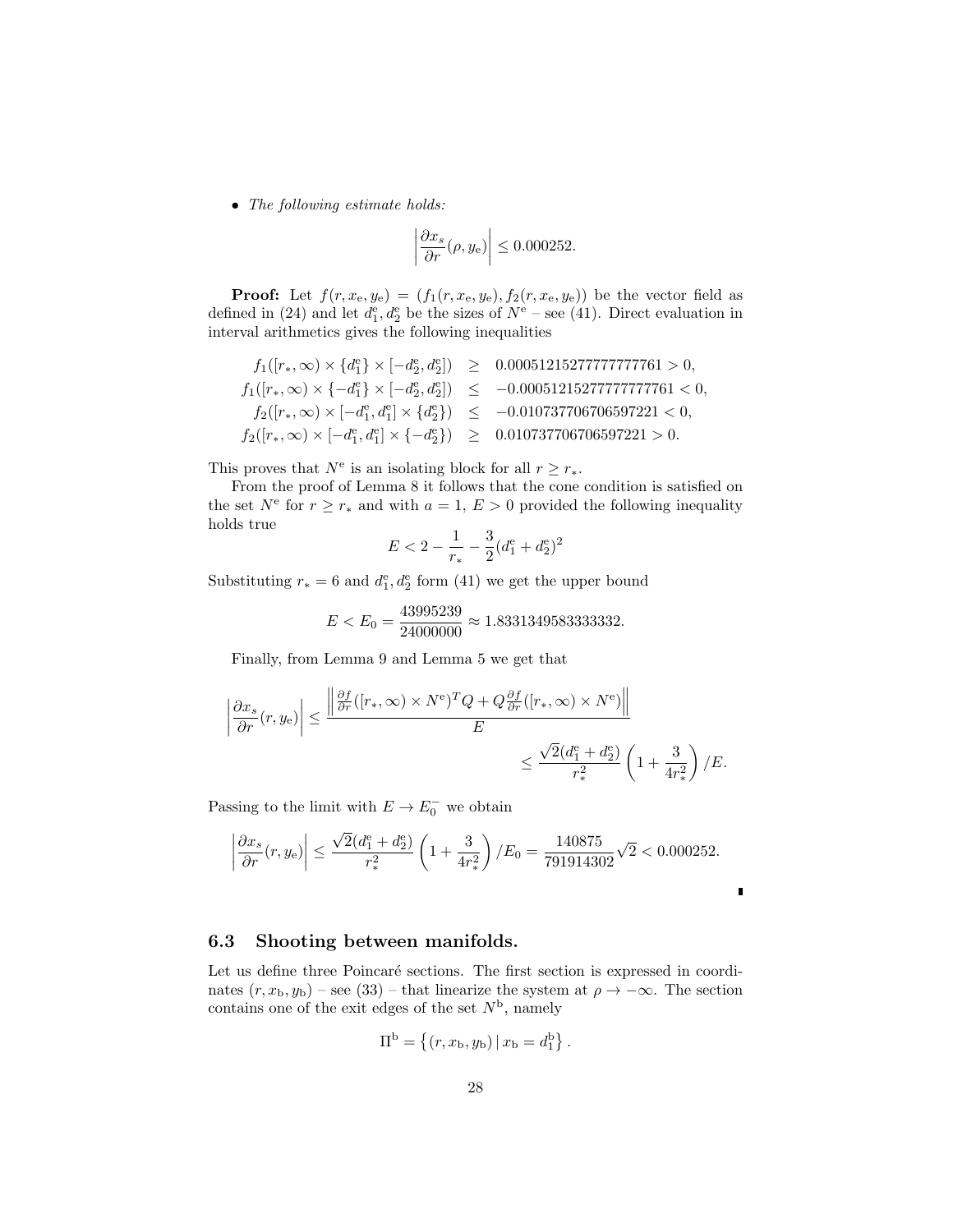- *The following estimate holds:*

$$\left| \frac{\partial x_s}{\partial r}(\rho, y_\mathrm{e}) \right| \leq 0.000252.$$

**Proof:** Let $f(r, x_\mathrm{e}, y_\mathrm{e}) = (f_1(r, x_\mathrm{e}, y_\mathrm{e}), f_2(r, x_\mathrm{e}, y_\mathrm{e}))$ be the vector field as defined in (24) and let $d_1^\mathrm{e}, d_2^\mathrm{e}$ be the sizes of $N^\mathrm{e}$ – see (41). Direct evaluation in interval arithmetics gives the following inequalities

$$\begin{aligned}
f_1([r_*, \infty) \times \{d_1^\mathrm{e}\} \times [-d_2^\mathrm{e}, d_2^\mathrm{e}]) &\geq 0.00051215277777777761 > 0, \\
f_1([r_*, \infty) \times \{-d_1^\mathrm{e}\} \times [-d_2^\mathrm{e}, d_2^\mathrm{e}]) &\leq -0.00051215277777777761 < 0, \\
f_2([r_*, \infty) \times [-d_1^\mathrm{e}, d_1^\mathrm{e}] \times \{d_2^\mathrm{e}\}) &\leq -0.010737706706597221 < 0, \\
f_2([r_*, \infty) \times [-d_1^\mathrm{e}, d_1^\mathrm{e}] \times \{-d_2^\mathrm{e}\}) &\geq 0.010737706706597221 > 0.
\end{aligned}$$

This proves that $N^\mathrm{e}$ is an isolating block for all $r \geq r_*$.

From the proof of Lemma 8 it follows that the cone condition is satisfied on the set $N^\mathrm{e}$ for $r \geq r_*$ and with $a = 1$, $E > 0$ provided the following inequality holds true

$$E < 2 - \frac{1}{r_*} - \frac{3}{2}(d_1^\mathrm{e} + d_2^\mathrm{e})^2$$

Substituting $r_* = 6$ and $d_1^\mathrm{e}, d_2^\mathrm{e}$ form (41) we get the upper bound

$$E < E_0 = \frac{43995239}{24000000} \approx 1.8331349583333332.$$

Finally, from Lemma 9 and Lemma 5 we get that

$$\begin{aligned}
\left| \frac{\partial x_s}{\partial r}(r, y_\mathrm{e}) \right| &\leq \frac{\left\| \frac{\partial f}{\partial r}([r_*, \infty) \times N^\mathrm{e})^T Q + Q \frac{\partial f}{\partial r}([r_*, \infty) \times N^\mathrm{e}) \right\|}{E} \\
&\leq \frac{\sqrt{2}(d_1^\mathrm{e} + d_2^\mathrm{e})}{r_*^2} \left( 1 + \frac{3}{4r_*^2} \right) / E.
\end{aligned}$$

Passing to the limit with $E \to E_0^-$ we obtain

$$\left| \frac{\partial x_s}{\partial r}(r, y_\mathrm{e}) \right| \leq \frac{\sqrt{2}(d_1^\mathrm{e} + d_2^\mathrm{e})}{r_*^2} \left( 1 + \frac{3}{4r_*^2} \right) / E_0 = \frac{140875}{791914302}\sqrt{2} < 0.000252.$$

■

### 6.3 Shooting between manifolds.

Let us define three Poincaré sections. The first section is expressed in coordinates $(r, x_\mathrm{b}, y_\mathrm{b})$ – see (33) – that linearize the system at $\rho \to -\infty$. The section contains one of the exit edges of the set $N^\mathrm{b}$, namely

$$\Pi^\mathrm{b} = \left\{ (r, x_\mathrm{b}, y_\mathrm{b}) \,|\, x_\mathrm{b} = d_1^\mathrm{b} \right\}.$$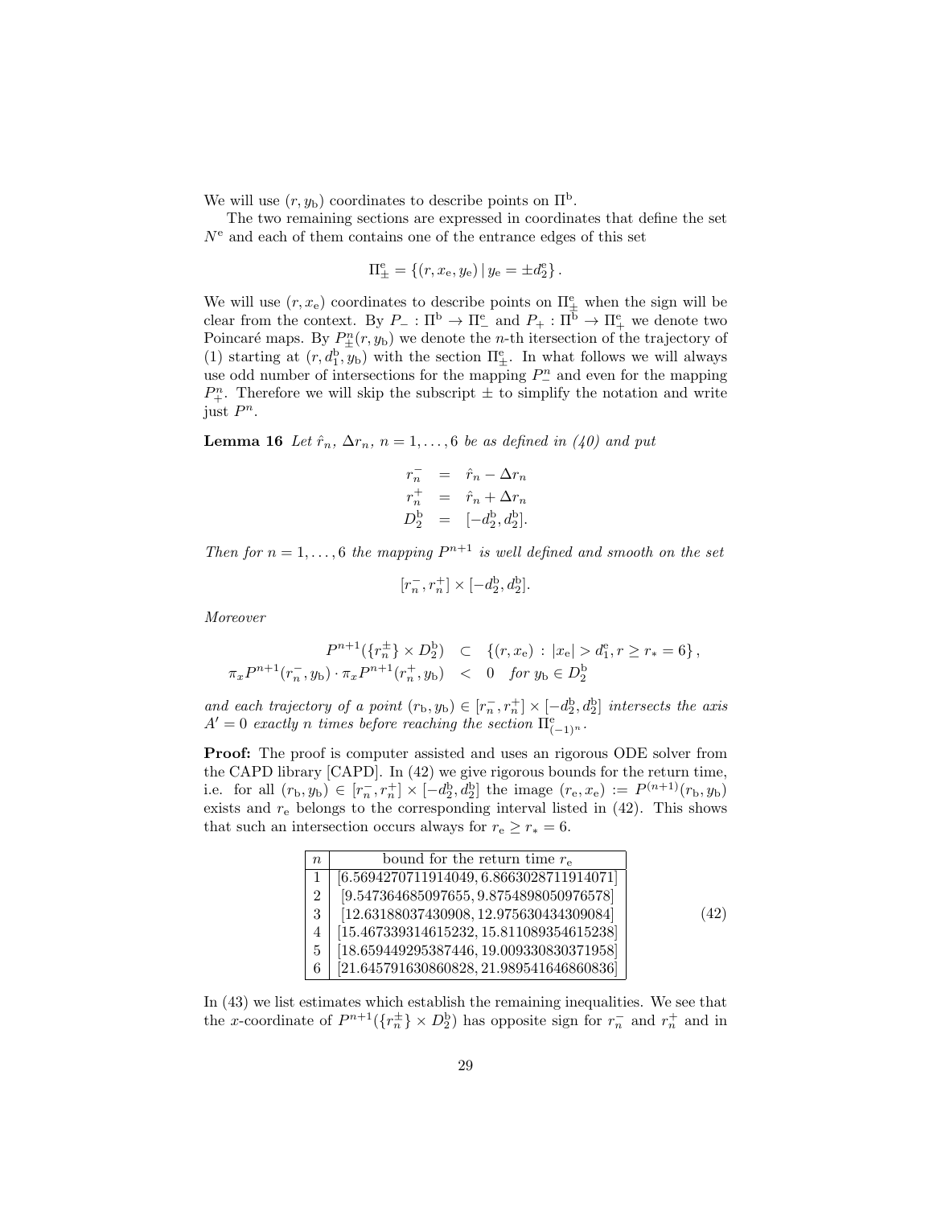We will use $(r, y_{\mathrm{b}})$ coordinates to describe points on $\Pi^{\mathrm{b}}$.

The two remaining sections are expressed in coordinates that define the set $N^{\mathrm{e}}$ and each of them contains one of the entrance edges of this set

$$\Pi^{\mathrm{e}}_{\pm} = \{(r, x_{\mathrm{e}}, y_{\mathrm{e}}) \,|\, y_{\mathrm{e}} = \pm d^{\mathrm{e}}_2\}.$$

We will use $(r, x_{\mathrm{e}})$ coordinates to describe points on $\Pi^{\mathrm{e}}_{\pm}$ when the sign will be clear from the context. By $P_- : \Pi^{\mathrm{b}} \to \Pi^{\mathrm{e}}_-$ and $P_+ : \Pi^{\mathrm{b}} \to \Pi^{\mathrm{e}}_+$ we denote two Poincaré maps. By $P^n_{\pm}(r, y_{\mathrm{b}})$ we denote the $n$-th itersection of the trajectory of (1) starting at $(r, d^{\mathrm{b}}_1, y_{\mathrm{b}})$ with the section $\Pi^{\mathrm{e}}_{\pm}$. In what follows we will always use odd number of intersections for the mapping $P^n_-$ and even for the mapping $P^n_+$. Therefore we will skip the subscript $\pm$ to simplify the notation and write just $P^n$.

**Lemma 16** *Let $\hat{r}_n$, $\Delta r_n$, $n = 1, \ldots, 6$ be as defined in (40) and put*

$$\begin{aligned} r^-_n &= \hat{r}_n - \Delta r_n \\ r^+_n &= \hat{r}_n + \Delta r_n \\ D^{\mathrm{b}}_2 &= [-d^{\mathrm{b}}_2, d^{\mathrm{b}}_2]. \end{aligned}$$

*Then for $n = 1, \ldots, 6$ the mapping $P^{n+1}$ is well defined and smooth on the set*

$$[r^-_n, r^+_n] \times [-d^{\mathrm{b}}_2, d^{\mathrm{b}}_2].$$

*Moreover*

$$\begin{aligned} P^{n+1}(\{r^{\pm}_n\} \times D^{\mathrm{b}}_2) &\subset \{(r, x_{\mathrm{e}}) \,:\, |x_{\mathrm{e}}| > d^{\mathrm{e}}_1, r \geq r_* = 6\}, \\ \pi_x P^{n+1}(r^-_n, y_{\mathrm{b}}) \cdot \pi_x P^{n+1}(r^+_n, y_{\mathrm{b}}) &< 0 \quad \text{for } y_{\mathrm{b}} \in D^{\mathrm{b}}_2 \end{aligned}$$

*and each trajectory of a point $(r_{\mathrm{b}}, y_{\mathrm{b}}) \in [r^-_n, r^+_n] \times [-d^{\mathrm{b}}_2, d^{\mathrm{b}}_2]$ intersects the axis $A' = 0$ exactly $n$ times before reaching the section $\Pi^{\mathrm{e}}_{(-1)^n}$.*

**Proof:** The proof is computer assisted and uses an rigorous ODE solver from the CAPD library [CAPD]. In (42) we give rigorous bounds for the return time, i.e. for all $(r_{\mathrm{b}}, y_{\mathrm{b}}) \in [r^-_n, r^+_n] \times [-d^{\mathrm{b}}_2, d^{\mathrm{b}}_2]$ the image $(r_{\mathrm{e}}, x_{\mathrm{e}}) := P^{(n+1)}(r_{\mathrm{b}}, y_{\mathrm{b}})$ exists and $r_{\mathrm{e}}$ belongs to the corresponding interval listed in (42). This shows that such an intersection occurs always for $r_{\mathrm{e}} \geq r_* = 6$.

| $n$ | bound for the return time $r_{\mathrm{e}}$ |
|---|---|
| 1 | [6.5694270711914049, 6.8663028711914071] |
| 2 | [9.547364685097655, 9.8754898050976578] |
| 3 | [12.63188037430908, 12.975630434309084] |
| 4 | [15.467339314615232, 15.811089354615238] |
| 5 | [18.659449295387446, 19.009330830371958] |
| 6 | [21.645791630860828, 21.989541646860836] |

(42)

In (43) we list estimates which establish the remaining inequalities. We see that the $x$-coordinate of $P^{n+1}(\{r^{\pm}_n\} \times D^{\mathrm{b}}_2)$ has opposite sign for $r^-_n$ and $r^+_n$ and in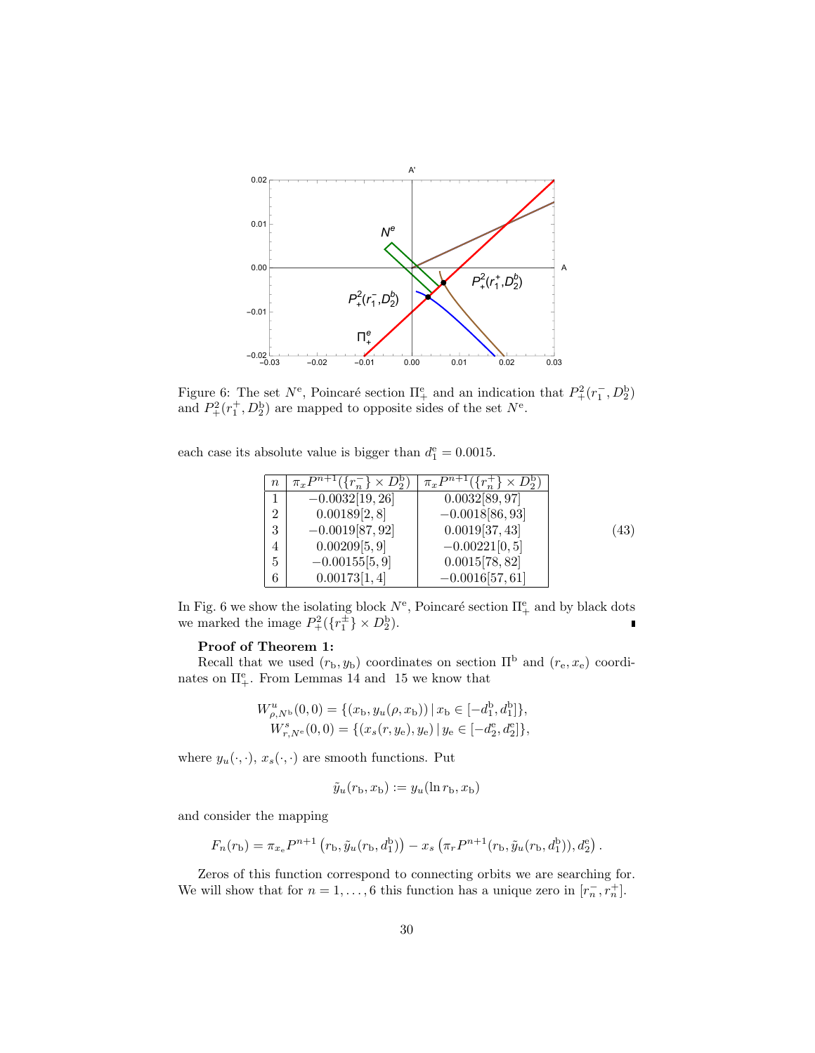Figure 6: The set $N^{\mathrm{e}}$, Poincaré section $\Pi_+^{\mathrm{e}}$ and an indication that $P_+^2(r_1^-, D_2^{\mathrm{b}})$ and $P_+^2(r_1^+, D_2^{\mathrm{b}})$ are mapped to opposite sides of the set $N^{\mathrm{e}}$.

each case its absolute value is bigger than $d_1^{\mathrm{e}} = 0.0015$.

| $n$ | $\pi_x P^{n+1}(\{r_n^-\} \times D_2^{\mathrm{b}})$ | $\pi_x P^{n+1}(\{r_n^+\} \times D_2^{\mathrm{b}})$ |
|---|---|---|
| 1 | $-0.0032[19, 26]$ | $0.0032[89, 97]$ |
| 2 | $0.00189[2, 8]$ | $-0.0018[86, 93]$ |
| 3 | $-0.0019[87, 92]$ | $0.0019[37, 43]$ |
| 4 | $0.00209[5, 9]$ | $-0.00221[0, 5]$ |
| 5 | $-0.00155[5, 9]$ | $0.0015[78, 82]$ |
| 6 | $0.00173[1, 4]$ | $-0.0016[57, 61]$ |

(43)

In Fig. 6 we show the isolating block $N^{\mathrm{e}}$, Poincaré section $\Pi_+^{\mathrm{e}}$ and by black dots we marked the image $P_+^2(\{r_1^{\pm}\} \times D_2^{\mathrm{b}})$. ∎

**Proof of Theorem 1:**

Recall that we used $(r_{\mathrm{b}}, y_{\mathrm{b}})$ coordinates on section $\Pi^{\mathrm{b}}$ and $(r_{\mathrm{e}}, x_{\mathrm{e}})$ coordinates on $\Pi_+^{\mathrm{e}}$. From Lemmas 14 and 15 we know that

$$W^u_{\rho, N^{\mathrm{b}}}(0,0) = \{(x_{\mathrm{b}}, y_u(\rho, x_{\mathrm{b}})) \,|\, x_{\mathrm{b}} \in [-d_1^{\mathrm{b}}, d_1^{\mathrm{b}}]\},$$
$$W^s_{r, N^{\mathrm{e}}}(0,0) = \{(x_s(r, y_{\mathrm{e}}), y_{\mathrm{e}}) \,|\, y_{\mathrm{e}} \in [-d_2^{\mathrm{e}}, d_2^{\mathrm{e}}]\},$$

where $y_u(\cdot,\cdot)$, $x_s(\cdot,\cdot)$ are smooth functions. Put

$$\tilde{y}_u(r_{\mathrm{b}}, x_{\mathrm{b}}) := y_u(\ln r_{\mathrm{b}}, x_{\mathrm{b}})$$

and consider the mapping

$$F_n(r_{\mathrm{b}}) = \pi_{x_{\mathrm{e}}} P^{n+1}\left(r_{\mathrm{b}}, \tilde{y}_u(r_{\mathrm{b}}, d_1^{\mathrm{b}})\right) - x_s\left(\pi_r P^{n+1}(r_{\mathrm{b}}, \tilde{y}_u(r_{\mathrm{b}}, d_1^{\mathrm{b}})), d_2^{\mathrm{e}}\right).$$

Zeros of this function correspond to connecting orbits we are searching for. We will show that for $n = 1, \ldots, 6$ this function has a unique zero in $[r_n^-, r_n^+]$.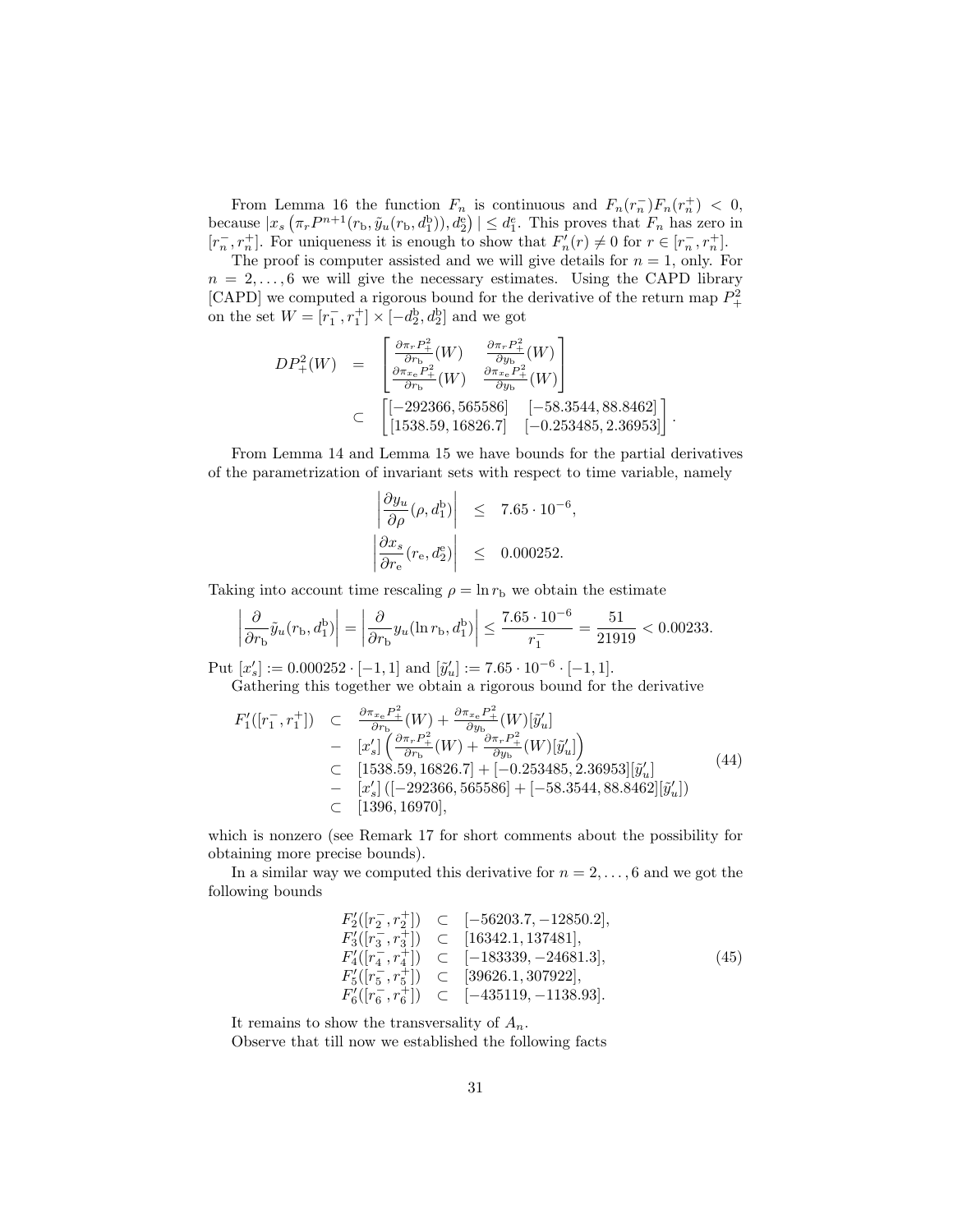From Lemma 16 the function $F_n$ is continuous and $F_n(r_n^-)F_n(r_n^+) < 0$, because $|x_s\left(\pi_r P^{n+1}(r_\mathrm{b}, \tilde{y}_u(r_\mathrm{b}, d_1^\mathrm{b})), d_2^\mathrm{e}\right)| \leq d_1^\mathrm{e}$. This proves that $F_n$ has zero in $[r_n^-, r_n^+]$. For uniqueness it is enough to show that $F_n'(r) \neq 0$ for $r \in [r_n^-, r_n^+]$.

The proof is computer assisted and we will give details for $n = 1$, only. For $n = 2, \ldots, 6$ we will give the necessary estimates. Using the CAPD library [CAPD] we computed a rigorous bound for the derivative of the return map $P_+^2$ on the set $W = [r_1^-, r_1^+] \times [-d_2^\mathrm{b}, d_2^\mathrm{b}]$ and we got

$$
\begin{aligned}
DP_+^2(W) &= \begin{bmatrix} \frac{\partial \pi_r P_+^2}{\partial r_\mathrm{b}}(W) & \frac{\partial \pi_r P_+^2}{\partial y_\mathrm{b}}(W) \\ \frac{\partial \pi_{x_\mathrm{e}} P_+^2}{\partial r_\mathrm{b}}(W) & \frac{\partial \pi_{x_\mathrm{e}} P_+^2}{\partial y_\mathrm{b}}(W) \end{bmatrix} \\
&\subset \begin{bmatrix} [-292366, 565586] & [-58.3544, 88.8462] \\ [1538.59, 16826.7] & [-0.253485, 2.36953] \end{bmatrix}.
\end{aligned}
$$

From Lemma 14 and Lemma 15 we have bounds for the partial derivatives of the parametrization of invariant sets with respect to time variable, namely

$$
\begin{aligned}
\left|\frac{\partial y_u}{\partial \rho}(\rho, d_1^\mathrm{b})\right| &\leq 7.65 \cdot 10^{-6}, \\
\left|\frac{\partial x_s}{\partial r_\mathrm{e}}(r_\mathrm{e}, d_2^\mathrm{e})\right| &\leq 0.000252.
\end{aligned}
$$

Taking into account time rescaling $\rho = \ln r_\mathrm{b}$ we obtain the estimate

$$
\left|\frac{\partial}{\partial r_\mathrm{b}}\tilde{y}_u(r_\mathrm{b}, d_1^\mathrm{b})\right| = \left|\frac{\partial}{\partial r_\mathrm{b}} y_u(\ln r_\mathrm{b}, d_1^\mathrm{b})\right| \leq \frac{7.65 \cdot 10^{-6}}{r_1^-} = \frac{51}{21919} < 0.00233.
$$

Put $[x_s'] := 0.000252 \cdot [-1, 1]$ and $[\tilde{y}_u'] := 7.65 \cdot 10^{-6} \cdot [-1, 1]$.

Gathering this together we obtain a rigorous bound for the derivative

$$
\begin{aligned}
F_1'([r_1^-, r_1^+]) &\subset \frac{\partial \pi_{x_\mathrm{e}} P_+^2}{\partial r_\mathrm{b}}(W) + \frac{\partial \pi_{x_\mathrm{e}} P_+^2}{\partial y_\mathrm{b}}(W)[\tilde{y}_u'] \\
&- [x_s']\left(\frac{\partial \pi_r P_+^2}{\partial r_\mathrm{b}}(W) + \frac{\partial \pi_r P_+^2}{\partial y_\mathrm{b}}(W)[\tilde{y}_u']\right) \\
&\subset [1538.59, 16826.7] + [-0.253485, 2.36953][\tilde{y}_u'] \\
&- [x_s']\left([-292366, 565586] + [-58.3544, 88.8462][\tilde{y}_u']\right) \\
&\subset [1396, 16970],
\end{aligned} \tag{44}
$$

which is nonzero (see Remark 17 for short comments about the possibility for obtaining more precise bounds).

In a similar way we computed this derivative for $n = 2, \ldots, 6$ and we got the following bounds

$$
\begin{aligned}
F_2'([r_2^-, r_2^+]) &\subset [-56203.7, -12850.2], \\
F_3'([r_3^-, r_3^+]) &\subset [16342.1, 137481], \\
F_4'([r_4^-, r_4^+]) &\subset [-183339, -24681.3], \\
F_5'([r_5^-, r_5^+]) &\subset [39626.1, 307922], \\
F_6'([r_6^-, r_6^+]) &\subset [-435119, -1138.93].
\end{aligned} \tag{45}
$$

It remains to show the transversality of $A_n$.

Observe that till now we established the following facts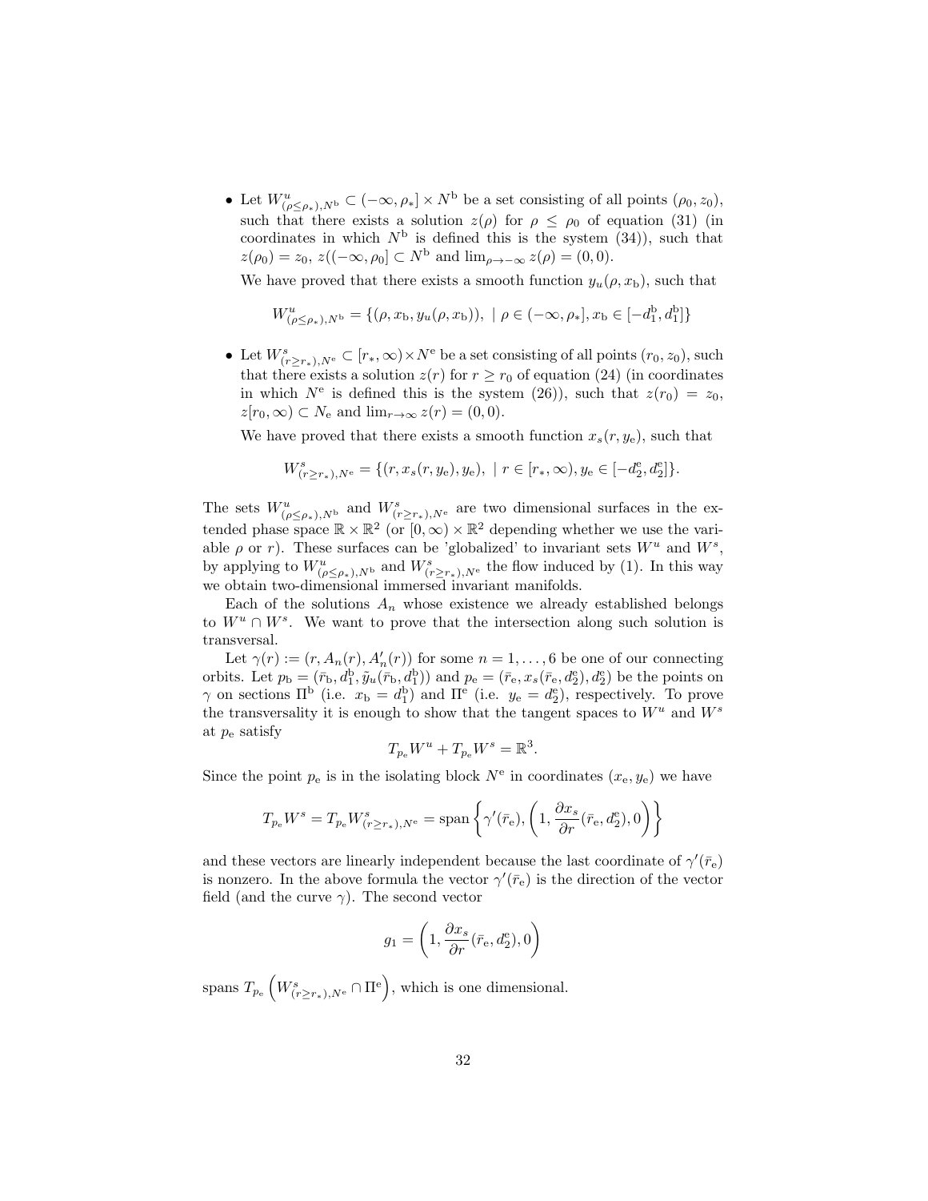- Let $W^u_{(\rho\leq\rho_*),N^{\mathrm{b}}} \subset (-\infty,\rho_*] \times N^{\mathrm{b}}$ be a set consisting of all points $(\rho_0, z_0)$, such that there exists a solution $z(\rho)$ for $\rho \leq \rho_0$ of equation (31) (in coordinates in which $N^{\mathrm{b}}$ is defined this is the system (34)), such that $z(\rho_0) = z_0$, $z((-\infty,\rho_0] \subset N^{\mathrm{b}}$ and $\lim_{\rho\to-\infty} z(\rho) = (0,0)$.

  We have proved that there exists a smooth function $y_u(\rho, x_{\mathrm{b}})$, such that

$$W^u_{(\rho\leq\rho_*),N^{\mathrm{b}}} = \{(\rho, x_{\mathrm{b}}, y_u(\rho, x_{\mathrm{b}})),\ \mid \rho \in (-\infty,\rho_*], x_{\mathrm{b}} \in [-d^{\mathrm{b}}_1, d^{\mathrm{b}}_1]\}$$

- Let $W^s_{(r\geq r_*),N^{\mathrm{e}}} \subset [r_*,\infty) \times N^{\mathrm{e}}$ be a set consisting of all points $(r_0, z_0)$, such that there exists a solution $z(r)$ for $r \geq r_0$ of equation (24) (in coordinates in which $N^{\mathrm{e}}$ is defined this is the system (26)), such that $z(r_0) = z_0$, $z[r_0,\infty) \subset N_{\mathrm{e}}$ and $\lim_{r\to\infty} z(r) = (0,0)$.

  We have proved that there exists a smooth function $x_s(r, y_{\mathrm{e}})$, such that

$$W^s_{(r\geq r_*),N^{\mathrm{e}}} = \{(r, x_s(r, y_{\mathrm{e}}), y_{\mathrm{e}}),\ \mid r \in [r_*,\infty), y_{\mathrm{e}} \in [-d^{\mathrm{e}}_2, d^{\mathrm{e}}_2]\}.$$

The sets $W^u_{(\rho\leq\rho_*),N^{\mathrm{b}}}$ and $W^s_{(r\geq r_*),N^{\mathrm{e}}}$ are two dimensional surfaces in the extended phase space $\mathbb{R}\times\mathbb{R}^2$ (or $[0,\infty)\times\mathbb{R}^2$ depending whether we use the variable $\rho$ or $r$). These surfaces can be 'globalized' to invariant sets $W^u$ and $W^s$, by applying to $W^u_{(\rho\leq\rho_*),N^{\mathrm{b}}}$ and $W^s_{(r\geq r_*),N^{\mathrm{e}}}$ the flow induced by (1). In this way we obtain two-dimensional immersed invariant manifolds.

Each of the solutions $A_n$ whose existence we already established belongs to $W^u \cap W^s$. We want to prove that the intersection along such solution is transversal.

Let $\gamma(r) := (r, A_n(r), A_n'(r))$ for some $n = 1,\ldots,6$ be one of our connecting orbits. Let $p_{\mathrm{b}} = (\bar{r}_{\mathrm{b}}, d^{\mathrm{b}}_1, \tilde{y}_u(\bar{r}_{\mathrm{b}}, d^{\mathrm{b}}_1))$ and $p_{\mathrm{e}} = (\bar{r}_{\mathrm{e}}, x_s(\bar{r}_{\mathrm{e}}, d^{\mathrm{e}}_2), d^{\mathrm{e}}_2)$ be the points on $\gamma$ on sections $\Pi^{\mathrm{b}}$ (i.e. $x_{\mathrm{b}} = d^{\mathrm{b}}_1$) and $\Pi^{\mathrm{e}}$ (i.e. $y_{\mathrm{e}} = d^{\mathrm{e}}_2$), respectively. To prove the transversality it is enough to show that the tangent spaces to $W^u$ and $W^s$ at $p_{\mathrm{e}}$ satisfy

$$T_{p_{\mathrm{e}}} W^u + T_{p_{\mathrm{e}}} W^s = \mathbb{R}^3.$$

Since the point $p_{\mathrm{e}}$ is in the isolating block $N^{\mathrm{e}}$ in coordinates $(x_{\mathrm{e}}, y_{\mathrm{e}})$ we have

$$T_{p_{\mathrm{e}}} W^s = T_{p_{\mathrm{e}}} W^s_{(r\geq r_*),N^{\mathrm{e}}} = \operatorname{span}\left\{\gamma'(\bar{r}_{\mathrm{e}}), \left(1, \frac{\partial x_s}{\partial r}(\bar{r}_{\mathrm{e}}, d^{\mathrm{e}}_2), 0\right)\right\}$$

and these vectors are linearly independent because the last coordinate of $\gamma'(\bar{r}_{\mathrm{e}})$ is nonzero. In the above formula the vector $\gamma'(\bar{r}_{\mathrm{e}})$ is the direction of the vector field (and the curve $\gamma$). The second vector

$$g_1 = \left(1, \frac{\partial x_s}{\partial r}(\bar{r}_{\mathrm{e}}, d^{\mathrm{e}}_2), 0\right)$$

spans $T_{p_{\mathrm{e}}}\left(W^s_{(r\geq r_*),N^{\mathrm{e}}} \cap \Pi^{\mathrm{e}}\right)$, which is one dimensional.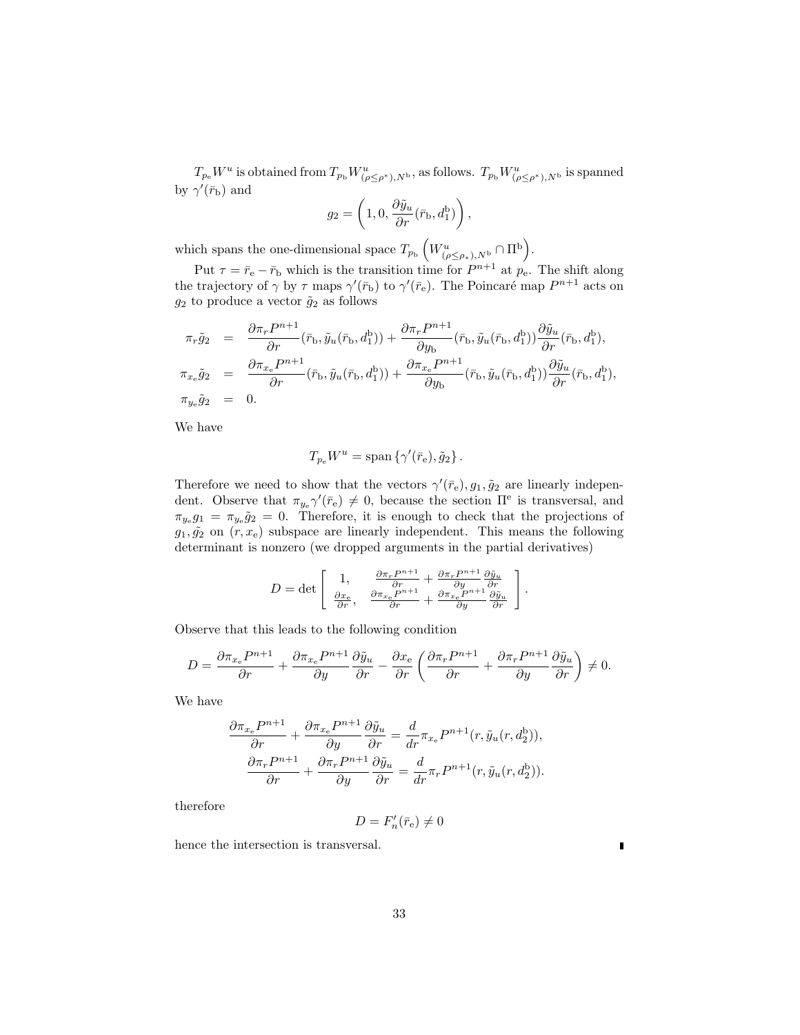$T_{p_e} W^u$ is obtained from $T_{p_b} W^u_{(\rho \leq \rho^*), N^b}$, as follows. $T_{p_b} W^u_{(\rho \leq \rho^*), N^b}$ is spanned by $\gamma'(\bar{r}_b)$ and

$$g_2 = \left(1, 0, \frac{\partial \tilde{y}_u}{\partial r}(\bar{r}_b, d_1^b)\right),$$

which spans the one-dimensional space $T_{p_b}\left(W^u_{(\rho \leq \rho_*), N^b} \cap \Pi^b\right)$.

Put $\tau = \bar{r}_e - \bar{r}_b$ which is the transition time for $P^{n+1}$ at $p_e$. The shift along the trajectory of $\gamma$ by $\tau$ maps $\gamma'(\bar{r}_b)$ to $\gamma'(\bar{r}_e)$. The Poincaré map $P^{n+1}$ acts on $g_2$ to produce a vector $\tilde{g}_2$ as follows

$$\begin{aligned}
\pi_r \tilde{g}_2 &= \frac{\partial \pi_r P^{n+1}}{\partial r}(\bar{r}_b, \tilde{y}_u(\bar{r}_b, d_1^b)) + \frac{\partial \pi_r P^{n+1}}{\partial y_b}(\bar{r}_b, \tilde{y}_u(\bar{r}_b, d_1^b))\frac{\partial \tilde{y}_u}{\partial r}(\bar{r}_b, d_1^b), \\
\pi_{x_e} \tilde{g}_2 &= \frac{\partial \pi_{x_e} P^{n+1}}{\partial r}(\bar{r}_b, \tilde{y}_u(\bar{r}_b, d_1^b)) + \frac{\partial \pi_{x_e} P^{n+1}}{\partial y_b}(\bar{r}_b, \tilde{y}_u(\bar{r}_b, d_1^b))\frac{\partial \tilde{y}_u}{\partial r}(\bar{r}_b, d_1^b), \\
\pi_{y_e} \tilde{g}_2 &= 0.
\end{aligned}$$

We have

$$T_{p_e} W^u = \operatorname{span}\{\gamma'(\bar{r}_e), \tilde{g}_2\}.$$

Therefore we need to show that the vectors $\gamma'(\bar{r}_e), g_1, \tilde{g}_2$ are linearly independent. Observe that $\pi_{y_e}\gamma'(\bar{r}_e) \neq 0$, because the section $\Pi^e$ is transversal, and $\pi_{y_e} g_1 = \pi_{y_e} \tilde{g}_2 = 0$. Therefore, it is enough to check that the projections of $g_1, \tilde{g}_2$ on $(r, x_e)$ subspace are linearly independent. This means the following determinant is nonzero (we dropped arguments in the partial derivatives)

$$D = \det \begin{bmatrix} 1, & \frac{\partial \pi_r P^{n+1}}{\partial r} + \frac{\partial \pi_r P^{n+1}}{\partial y}\frac{\partial \tilde{y}_u}{\partial r} \\ \frac{\partial x_e}{\partial r}, & \frac{\partial \pi_{x_e} P^{n+1}}{\partial r} + \frac{\partial \pi_{x_e} P^{n+1}}{\partial y}\frac{\partial \tilde{y}_u}{\partial r} \end{bmatrix}.$$

Observe that this leads to the following condition

$$D = \frac{\partial \pi_{x_e} P^{n+1}}{\partial r} + \frac{\partial \pi_{x_e} P^{n+1}}{\partial y}\frac{\partial \tilde{y}_u}{\partial r} - \frac{\partial x_e}{\partial r}\left(\frac{\partial \pi_r P^{n+1}}{\partial r} + \frac{\partial \pi_r P^{n+1}}{\partial y}\frac{\partial \tilde{y}_u}{\partial r}\right) \neq 0.$$

We have

$$\begin{aligned}
\frac{\partial \pi_{x_e} P^{n+1}}{\partial r} + \frac{\partial \pi_{x_e} P^{n+1}}{\partial y}\frac{\partial \tilde{y}_u}{\partial r} &= \frac{d}{dr}\pi_{x_e} P^{n+1}(r, \tilde{y}_u(r, d_2^b)), \\
\frac{\partial \pi_r P^{n+1}}{\partial r} + \frac{\partial \pi_r P^{n+1}}{\partial y}\frac{\partial \tilde{y}_u}{\partial r} &= \frac{d}{dr}\pi_r P^{n+1}(r, \tilde{y}_u(r, d_2^b)).
\end{aligned}$$

therefore

$$D = F_n'(\bar{r}_e) \neq 0$$

hence the intersection is transversal. ∎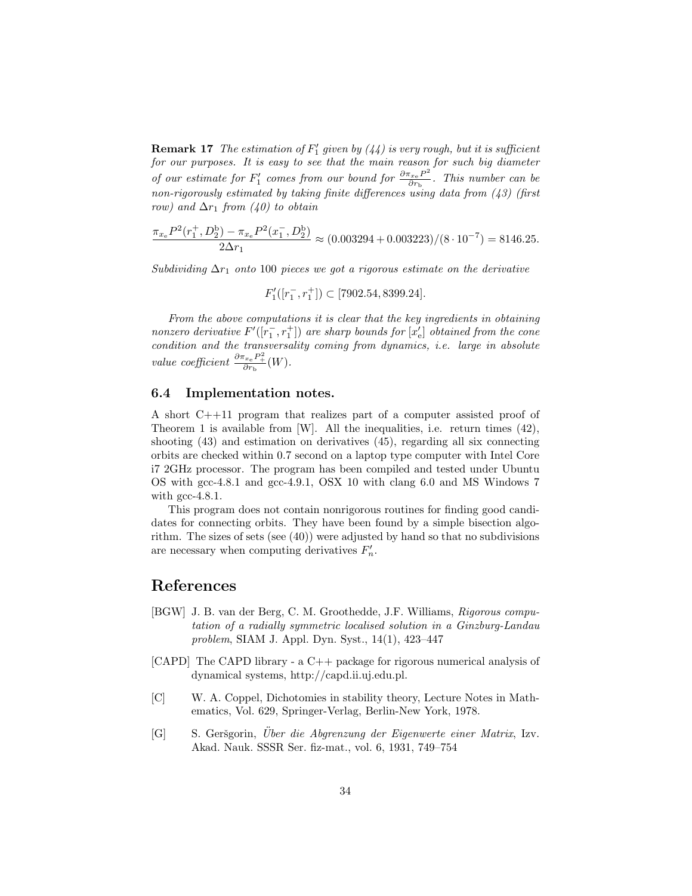**Remark 17** *The estimation of $F_1'$ given by (44) is very rough, but it is sufficient for our purposes. It is easy to see that the main reason for such big diameter of our estimate for $F_1'$ comes from our bound for $\frac{\partial \pi_{x_e} P^2}{\partial r_b}$. This number can be non-rigorously estimated by taking finite differences using data from (43) (first row) and $\Delta r_1$ from (40) to obtain*

$$\frac{\pi_{x_e} P^2(r_1^+, D_2^b) - \pi_{x_e} P^2(x_1^-, D_2^b)}{2\Delta r_1} \approx (0.003294 + 0.003223)/(8 \cdot 10^{-7}) = 8146.25.$$

*Subdividing $\Delta r_1$ onto 100 pieces we got a rigorous estimate on the derivative*

$$F_1'([r_1^-, r_1^+]) \subset [7902.54, 8399.24].$$

*From the above computations it is clear that the key ingredients in obtaining nonzero derivative $F'([r_1^-, r_1^+])$ are sharp bounds for $[x_e']$ obtained from the cone condition and the transversality coming from dynamics, i.e. large in absolute value coefficient $\frac{\partial \pi_{x_e} P_+^2}{\partial r_b}(W)$.*

### 6.4 Implementation notes.

A short C++11 program that realizes part of a computer assisted proof of Theorem 1 is available from [W]. All the inequalities, i.e. return times (42), shooting (43) and estimation on derivatives (45), regarding all six connecting orbits are checked within 0.7 second on a laptop type computer with Intel Core i7 2GHz processor. The program has been compiled and tested under Ubuntu OS with gcc-4.8.1 and gcc-4.9.1, OSX 10 with clang 6.0 and MS Windows 7 with gcc-4.8.1.

This program does not contain nonrigorous routines for finding good candidates for connecting orbits. They have been found by a simple bisection algorithm. The sizes of sets (see (40)) were adjusted by hand so that no subdivisions are necessary when computing derivatives $F_n'$.

## References

[BGW] J. B. van der Berg, C. M. Groothedde, J.F. Williams, *Rigorous computation of a radially symmetric localised solution in a Ginzburg-Landau problem*, SIAM J. Appl. Dyn. Syst., 14(1), 423–447

[CAPD] The CAPD library - a C++ package for rigorous numerical analysis of dynamical systems, http://capd.ii.uj.edu.pl.

[C] W. A. Coppel, Dichotomies in stability theory, Lecture Notes in Mathematics, Vol. 629, Springer-Verlag, Berlin-New York, 1978.

[G] S. Geršgorin, *Über die Abgrenzung der Eigenwerte einer Matrix*, Izv. Akad. Nauk. SSSR Ser. fiz-mat., vol. 6, 1931, 749–754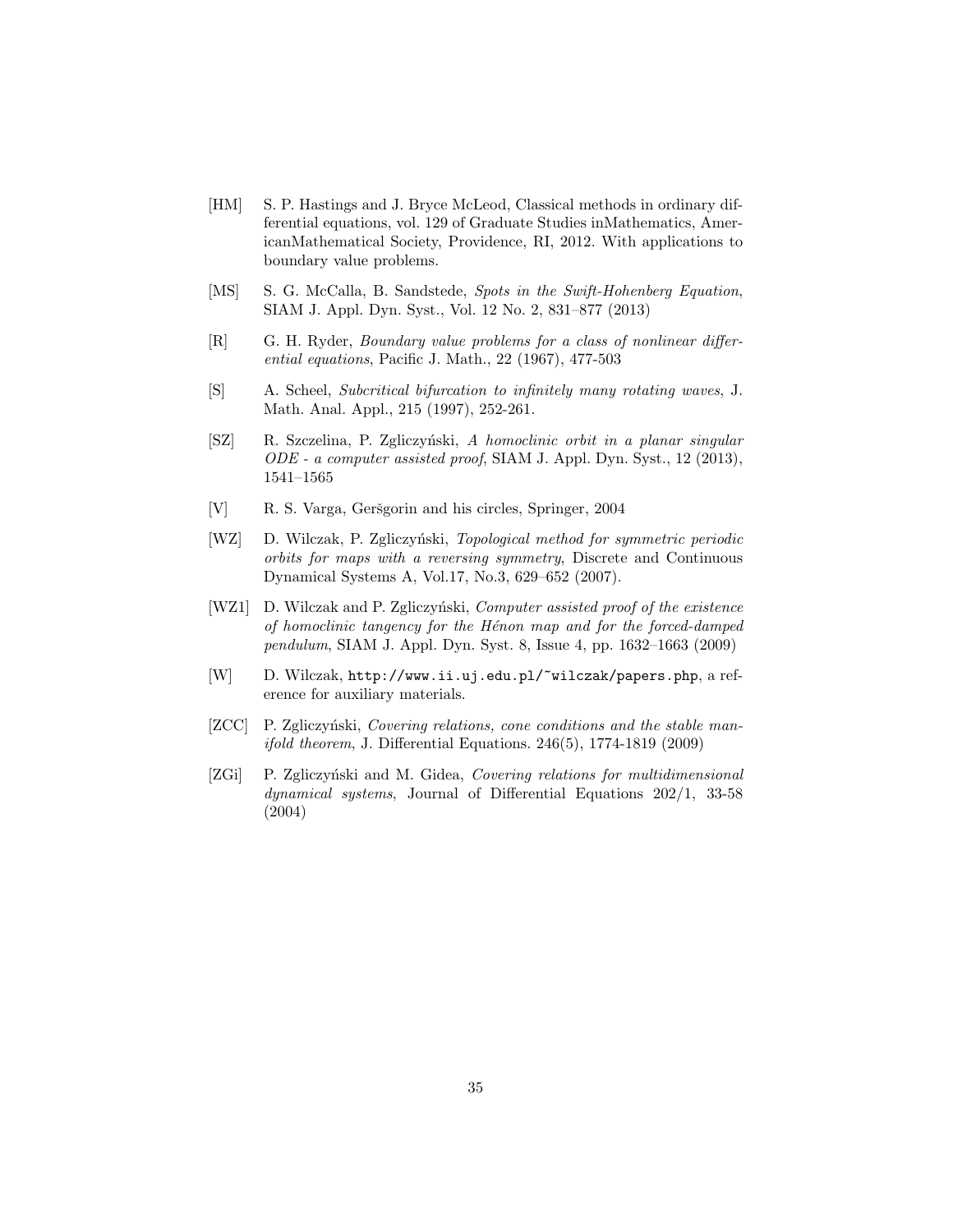[HM] S. P. Hastings and J. Bryce McLeod, Classical methods in ordinary differential equations, vol. 129 of Graduate Studies inMathematics, AmericanMathematical Society, Providence, RI, 2012. With applications to boundary value problems.

[MS] S. G. McCalla, B. Sandstede, *Spots in the Swift-Hohenberg Equation*, SIAM J. Appl. Dyn. Syst., Vol. 12 No. 2, 831–877 (2013)

[R] G. H. Ryder, *Boundary value problems for a class of nonlinear differential equations*, Pacific J. Math., 22 (1967), 477-503

[S] A. Scheel, *Subcritical bifurcation to infinitely many rotating waves*, J. Math. Anal. Appl., 215 (1997), 252-261.

[SZ] R. Szczelina, P. Zgliczyński, *A homoclinic orbit in a planar singular ODE - a computer assisted proof*, SIAM J. Appl. Dyn. Syst., 12 (2013), 1541–1565

[V] R. S. Varga, Geršgorin and his circles, Springer, 2004

[WZ] D. Wilczak, P. Zgliczyński, *Topological method for symmetric periodic orbits for maps with a reversing symmetry*, Discrete and Continuous Dynamical Systems A, Vol.17, No.3, 629–652 (2007).

[WZ1] D. Wilczak and P. Zgliczyński, *Computer assisted proof of the existence of homoclinic tangency for the Hénon map and for the forced-damped pendulum*, SIAM J. Appl. Dyn. Syst. 8, Issue 4, pp. 1632–1663 (2009)

[W] D. Wilczak, `http://www.ii.uj.edu.pl/~wilczak/papers.php`, a reference for auxiliary materials.

[ZCC] P. Zgliczyński, *Covering relations, cone conditions and the stable manifold theorem*, J. Differential Equations. 246(5), 1774-1819 (2009)

[ZGi] P. Zgliczyński and M. Gidea, *Covering relations for multidimensional dynamical systems*, Journal of Differential Equations 202/1, 33-58 (2004)